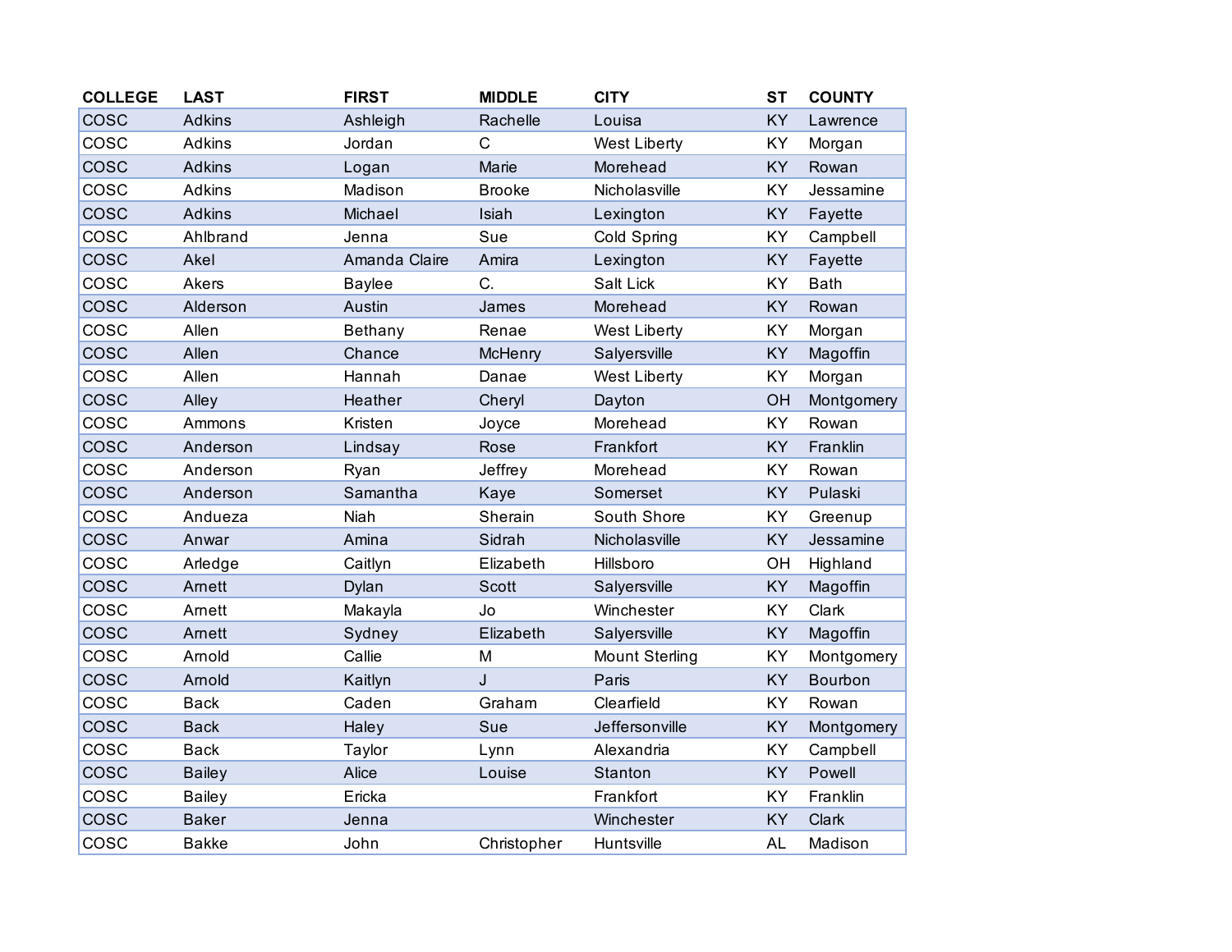| COLLEGE | LAST | FIRST | MIDDLE | CITY | ST | COUNTY |
|---|---|---|---|---|---|---|
| COSC | Adkins | Ashleigh | Rachelle | Louisa | KY | Lawrence |
| COSC | Adkins | Jordan | C | West Liberty | KY | Morgan |
| COSC | Adkins | Logan | Marie | Morehead | KY | Rowan |
| COSC | Adkins | Madison | Brooke | Nicholasville | KY | Jessamine |
| COSC | Adkins | Michael | Isiah | Lexington | KY | Fayette |
| COSC | Ahlbrand | Jenna | Sue | Cold Spring | KY | Campbell |
| COSC | Akel | Amanda Claire | Amira | Lexington | KY | Fayette |
| COSC | Akers | Baylee | C. | Salt Lick | KY | Bath |
| COSC | Alderson | Austin | James | Morehead | KY | Rowan |
| COSC | Allen | Bethany | Renae | West Liberty | KY | Morgan |
| COSC | Allen | Chance | McHenry | Salyersville | KY | Magoffin |
| COSC | Allen | Hannah | Danae | West Liberty | KY | Morgan |
| COSC | Alley | Heather | Cheryl | Dayton | OH | Montgomery |
| COSC | Ammons | Kristen | Joyce | Morehead | KY | Rowan |
| COSC | Anderson | Lindsay | Rose | Frankfort | KY | Franklin |
| COSC | Anderson | Ryan | Jeffrey | Morehead | KY | Rowan |
| COSC | Anderson | Samantha | Kaye | Somerset | KY | Pulaski |
| COSC | Andueza | Niah | Sherain | South Shore | KY | Greenup |
| COSC | Anwar | Amina | Sidrah | Nicholasville | KY | Jessamine |
| COSC | Arledge | Caitlyn | Elizabeth | Hillsboro | OH | Highland |
| COSC | Arnett | Dylan | Scott | Salyersville | KY | Magoffin |
| COSC | Arnett | Makayla | Jo | Winchester | KY | Clark |
| COSC | Arnett | Sydney | Elizabeth | Salyersville | KY | Magoffin |
| COSC | Arnold | Callie | M | Mount Sterling | KY | Montgomery |
| COSC | Arnold | Kaitlyn | J | Paris | KY | Bourbon |
| COSC | Back | Caden | Graham | Clearfield | KY | Rowan |
| COSC | Back | Haley | Sue | Jeffersonville | KY | Montgomery |
| COSC | Back | Taylor | Lynn | Alexandria | KY | Campbell |
| COSC | Bailey | Alice | Louise | Stanton | KY | Powell |
| COSC | Bailey | Ericka | | Frankfort | KY | Franklin |
| COSC | Baker | Jenna | | Winchester | KY | Clark |
| COSC | Bakke | John | Christopher | Huntsville | AL | Madison |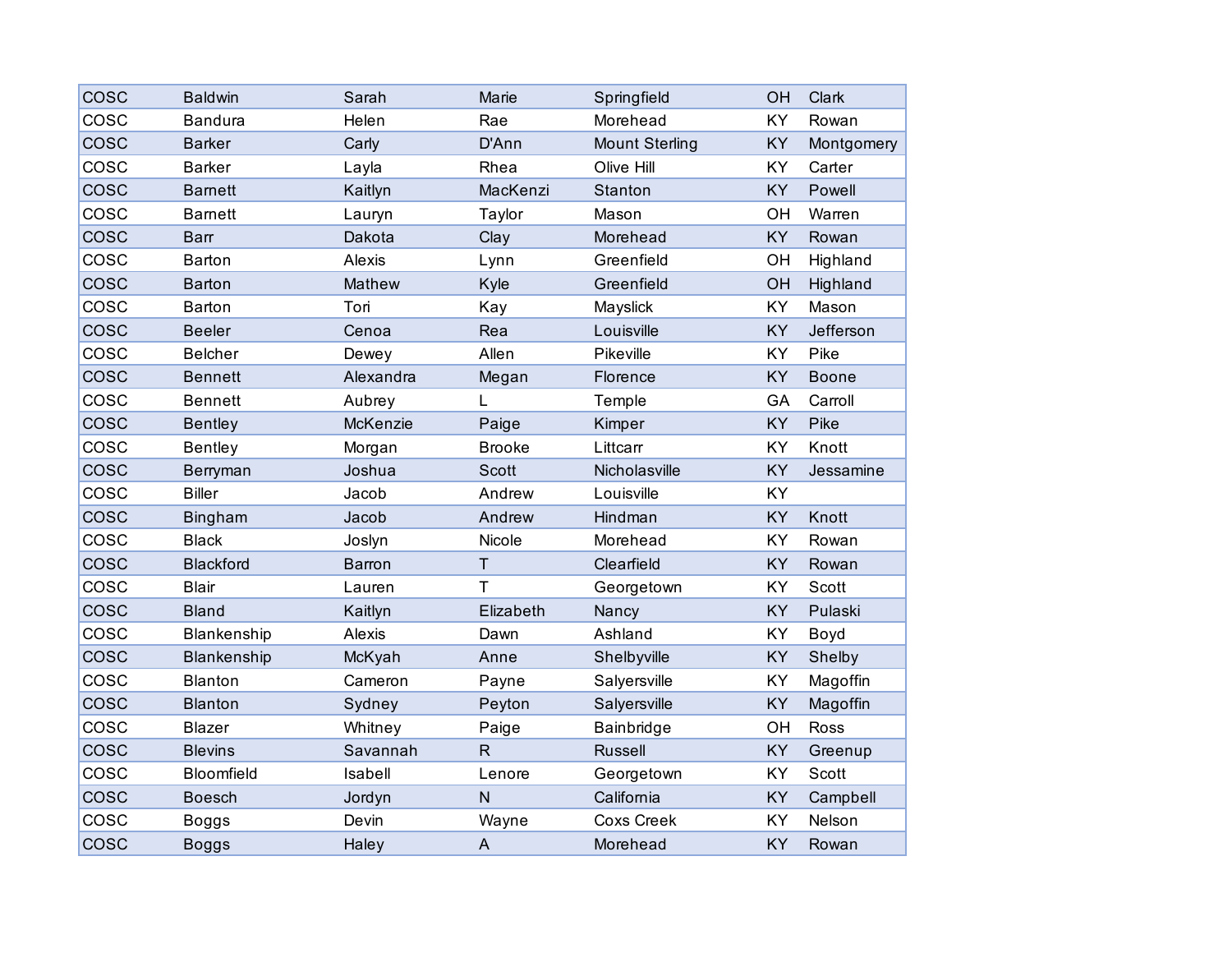| | | | | | | |
|---|---|---|---|---|---|---|
| COSC | Baldwin | Sarah | Marie | Springfield | OH | Clark |
| COSC | Bandura | Helen | Rae | Morehead | KY | Rowan |
| COSC | Barker | Carly | D'Ann | Mount Sterling | KY | Montgomery |
| COSC | Barker | Layla | Rhea | Olive Hill | KY | Carter |
| COSC | Barnett | Kaitlyn | MacKenzi | Stanton | KY | Powell |
| COSC | Barnett | Lauryn | Taylor | Mason | OH | Warren |
| COSC | Barr | Dakota | Clay | Morehead | KY | Rowan |
| COSC | Barton | Alexis | Lynn | Greenfield | OH | Highland |
| COSC | Barton | Mathew | Kyle | Greenfield | OH | Highland |
| COSC | Barton | Tori | Kay | Mayslick | KY | Mason |
| COSC | Beeler | Cenoa | Rea | Louisville | KY | Jefferson |
| COSC | Belcher | Dewey | Allen | Pikeville | KY | Pike |
| COSC | Bennett | Alexandra | Megan | Florence | KY | Boone |
| COSC | Bennett | Aubrey | L | Temple | GA | Carroll |
| COSC | Bentley | McKenzie | Paige | Kimper | KY | Pike |
| COSC | Bentley | Morgan | Brooke | Littcarr | KY | Knott |
| COSC | Berryman | Joshua | Scott | Nicholasville | KY | Jessamine |
| COSC | Biller | Jacob | Andrew | Louisville | KY | |
| COSC | Bingham | Jacob | Andrew | Hindman | KY | Knott |
| COSC | Black | Joslyn | Nicole | Morehead | KY | Rowan |
| COSC | Blackford | Barron | T | Clearfield | KY | Rowan |
| COSC | Blair | Lauren | T | Georgetown | KY | Scott |
| COSC | Bland | Kaitlyn | Elizabeth | Nancy | KY | Pulaski |
| COSC | Blankenship | Alexis | Dawn | Ashland | KY | Boyd |
| COSC | Blankenship | McKyah | Anne | Shelbyville | KY | Shelby |
| COSC | Blanton | Cameron | Payne | Salyersville | KY | Magoffin |
| COSC | Blanton | Sydney | Peyton | Salyersville | KY | Magoffin |
| COSC | Blazer | Whitney | Paige | Bainbridge | OH | Ross |
| COSC | Blevins | Savannah | R | Russell | KY | Greenup |
| COSC | Bloomfield | Isabell | Lenore | Georgetown | KY | Scott |
| COSC | Boesch | Jordyn | N | California | KY | Campbell |
| COSC | Boggs | Devin | Wayne | Coxs Creek | KY | Nelson |
| COSC | Boggs | Haley | A | Morehead | KY | Rowan |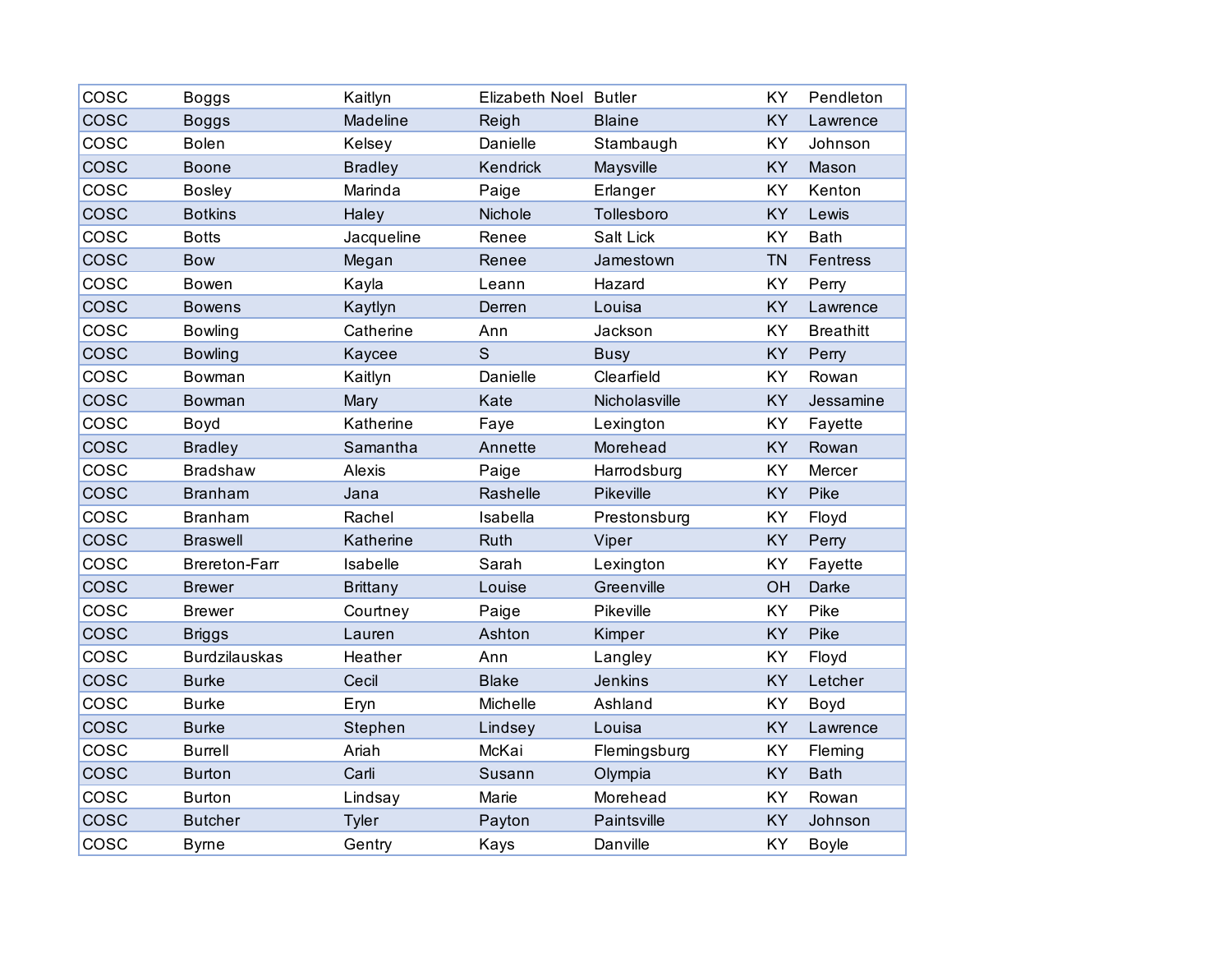| COSC | Boggs | Kaitlyn | Elizabeth Noel | Butler | KY | Pendleton |
|---|---|---|---|---|---|---|
| COSC | Boggs | Madeline | Reigh | Blaine | KY | Lawrence |
| COSC | Bolen | Kelsey | Danielle | Stambaugh | KY | Johnson |
| COSC | Boone | Bradley | Kendrick | Maysville | KY | Mason |
| COSC | Bosley | Marinda | Paige | Erlanger | KY | Kenton |
| COSC | Botkins | Haley | Nichole | Tollesboro | KY | Lewis |
| COSC | Botts | Jacqueline | Renee | Salt Lick | KY | Bath |
| COSC | Bow | Megan | Renee | Jamestown | TN | Fentress |
| COSC | Bowen | Kayla | Leann | Hazard | KY | Perry |
| COSC | Bowens | Kaytlyn | Derren | Louisa | KY | Lawrence |
| COSC | Bowling | Catherine | Ann | Jackson | KY | Breathitt |
| COSC | Bowling | Kaycee | S | Busy | KY | Perry |
| COSC | Bowman | Kaitlyn | Danielle | Clearfield | KY | Rowan |
| COSC | Bowman | Mary | Kate | Nicholasville | KY | Jessamine |
| COSC | Boyd | Katherine | Faye | Lexington | KY | Fayette |
| COSC | Bradley | Samantha | Annette | Morehead | KY | Rowan |
| COSC | Bradshaw | Alexis | Paige | Harrodsburg | KY | Mercer |
| COSC | Branham | Jana | Rashelle | Pikeville | KY | Pike |
| COSC | Branham | Rachel | Isabella | Prestonsburg | KY | Floyd |
| COSC | Braswell | Katherine | Ruth | Viper | KY | Perry |
| COSC | Brereton-Farr | Isabelle | Sarah | Lexington | KY | Fayette |
| COSC | Brewer | Brittany | Louise | Greenville | OH | Darke |
| COSC | Brewer | Courtney | Paige | Pikeville | KY | Pike |
| COSC | Briggs | Lauren | Ashton | Kimper | KY | Pike |
| COSC | Burdzilauskas | Heather | Ann | Langley | KY | Floyd |
| COSC | Burke | Cecil | Blake | Jenkins | KY | Letcher |
| COSC | Burke | Eryn | Michelle | Ashland | KY | Boyd |
| COSC | Burke | Stephen | Lindsey | Louisa | KY | Lawrence |
| COSC | Burrell | Ariah | McKai | Flemingsburg | KY | Fleming |
| COSC | Burton | Carli | Susann | Olympia | KY | Bath |
| COSC | Burton | Lindsay | Marie | Morehead | KY | Rowan |
| COSC | Butcher | Tyler | Payton | Paintsville | KY | Johnson |
| COSC | Byrne | Gentry | Kays | Danville | KY | Boyle |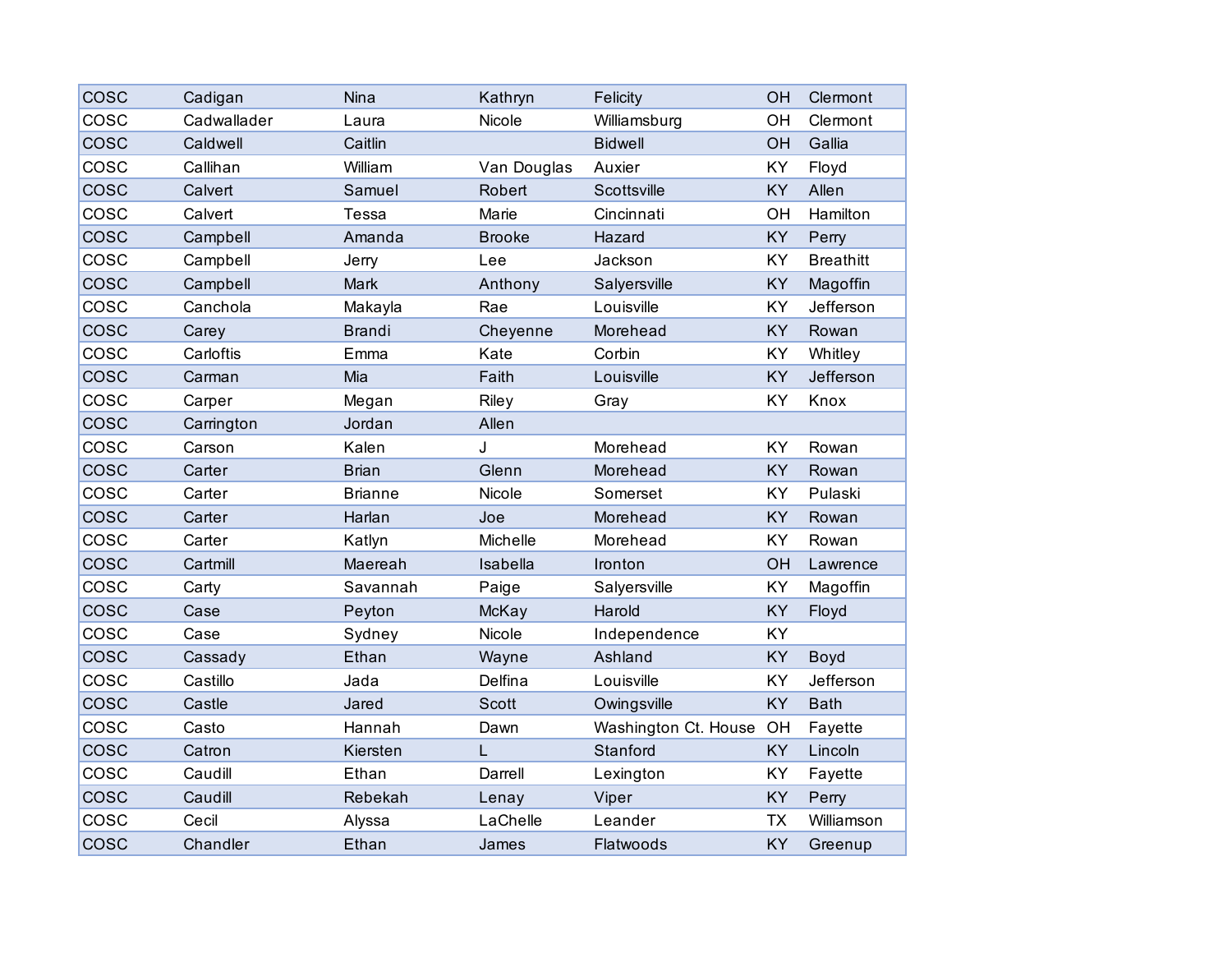| | | | | | | |
|---|---|---|---|---|---|---|
| COSC | Cadigan | Nina | Kathryn | Felicity | OH | Clermont |
| COSC | Cadwallader | Laura | Nicole | Williamsburg | OH | Clermont |
| COSC | Caldwell | Caitlin | | Bidwell | OH | Gallia |
| COSC | Callihan | William | Van Douglas | Auxier | KY | Floyd |
| COSC | Calvert | Samuel | Robert | Scottsville | KY | Allen |
| COSC | Calvert | Tessa | Marie | Cincinnati | OH | Hamilton |
| COSC | Campbell | Amanda | Brooke | Hazard | KY | Perry |
| COSC | Campbell | Jerry | Lee | Jackson | KY | Breathitt |
| COSC | Campbell | Mark | Anthony | Salyersville | KY | Magoffin |
| COSC | Canchola | Makayla | Rae | Louisville | KY | Jefferson |
| COSC | Carey | Brandi | Cheyenne | Morehead | KY | Rowan |
| COSC | Carloftis | Emma | Kate | Corbin | KY | Whitley |
| COSC | Carman | Mia | Faith | Louisville | KY | Jefferson |
| COSC | Carper | Megan | Riley | Gray | KY | Knox |
| COSC | Carrington | Jordan | Allen | | | |
| COSC | Carson | Kalen | J | Morehead | KY | Rowan |
| COSC | Carter | Brian | Glenn | Morehead | KY | Rowan |
| COSC | Carter | Brianne | Nicole | Somerset | KY | Pulaski |
| COSC | Carter | Harlan | Joe | Morehead | KY | Rowan |
| COSC | Carter | Katlyn | Michelle | Morehead | KY | Rowan |
| COSC | Cartmill | Maereah | Isabella | Ironton | OH | Lawrence |
| COSC | Carty | Savannah | Paige | Salyersville | KY | Magoffin |
| COSC | Case | Peyton | McKay | Harold | KY | Floyd |
| COSC | Case | Sydney | Nicole | Independence | KY | |
| COSC | Cassady | Ethan | Wayne | Ashland | KY | Boyd |
| COSC | Castillo | Jada | Delfina | Louisville | KY | Jefferson |
| COSC | Castle | Jared | Scott | Owingsville | KY | Bath |
| COSC | Casto | Hannah | Dawn | Washington Ct. House | OH | Fayette |
| COSC | Catron | Kiersten | L | Stanford | KY | Lincoln |
| COSC | Caudill | Ethan | Darrell | Lexington | KY | Fayette |
| COSC | Caudill | Rebekah | Lenay | Viper | KY | Perry |
| COSC | Cecil | Alyssa | LaChelle | Leander | TX | Williamson |
| COSC | Chandler | Ethan | James | Flatwoods | KY | Greenup |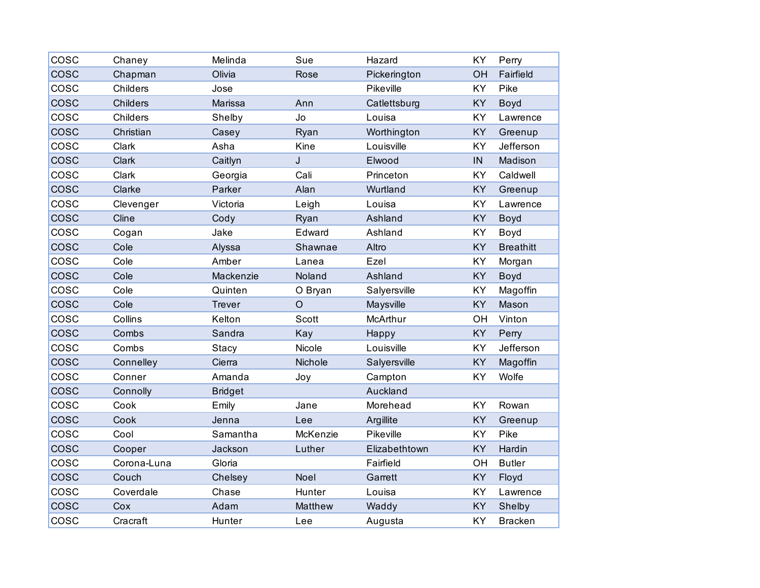| | | | | | | |
|---|---|---|---|---|---|---|
| COSC | Chaney | Melinda | Sue | Hazard | KY | Perry |
| COSC | Chapman | Olivia | Rose | Pickerington | OH | Fairfield |
| COSC | Childers | Jose | | Pikeville | KY | Pike |
| COSC | Childers | Marissa | Ann | Catlettsburg | KY | Boyd |
| COSC | Childers | Shelby | Jo | Louisa | KY | Lawrence |
| COSC | Christian | Casey | Ryan | Worthington | KY | Greenup |
| COSC | Clark | Asha | Kine | Louisville | KY | Jefferson |
| COSC | Clark | Caitlyn | J | Elwood | IN | Madison |
| COSC | Clark | Georgia | Cali | Princeton | KY | Caldwell |
| COSC | Clarke | Parker | Alan | Wurtland | KY | Greenup |
| COSC | Clevenger | Victoria | Leigh | Louisa | KY | Lawrence |
| COSC | Cline | Cody | Ryan | Ashland | KY | Boyd |
| COSC | Cogan | Jake | Edward | Ashland | KY | Boyd |
| COSC | Cole | Alyssa | Shawnae | Altro | KY | Breathitt |
| COSC | Cole | Amber | Lanea | Ezel | KY | Morgan |
| COSC | Cole | Mackenzie | Noland | Ashland | KY | Boyd |
| COSC | Cole | Quinten | O Bryan | Salyersville | KY | Magoffin |
| COSC | Cole | Trever | O | Maysville | KY | Mason |
| COSC | Collins | Kelton | Scott | McArthur | OH | Vinton |
| COSC | Combs | Sandra | Kay | Happy | KY | Perry |
| COSC | Combs | Stacy | Nicole | Louisville | KY | Jefferson |
| COSC | Connelley | Cierra | Nichole | Salyersville | KY | Magoffin |
| COSC | Conner | Amanda | Joy | Campton | KY | Wolfe |
| COSC | Connolly | Bridget | | Auckland | | |
| COSC | Cook | Emily | Jane | Morehead | KY | Rowan |
| COSC | Cook | Jenna | Lee | Argillite | KY | Greenup |
| COSC | Cool | Samantha | McKenzie | Pikeville | KY | Pike |
| COSC | Cooper | Jackson | Luther | Elizabethtown | KY | Hardin |
| COSC | Corona-Luna | Gloria | | Fairfield | OH | Butler |
| COSC | Couch | Chelsey | Noel | Garrett | KY | Floyd |
| COSC | Coverdale | Chase | Hunter | Louisa | KY | Lawrence |
| COSC | Cox | Adam | Matthew | Waddy | KY | Shelby |
| COSC | Cracraft | Hunter | Lee | Augusta | KY | Bracken |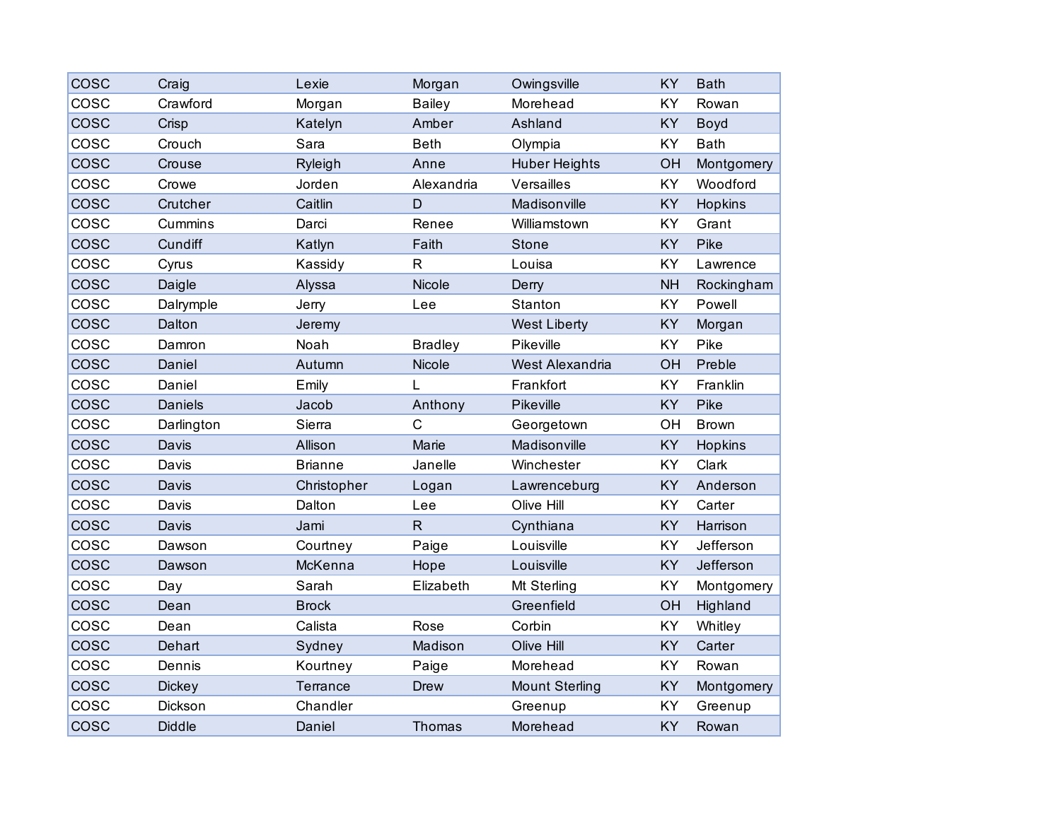| | | | | | | |
|---|---|---|---|---|---|---|
| COSC | Craig | Lexie | Morgan | Owingsville | KY | Bath |
| COSC | Crawford | Morgan | Bailey | Morehead | KY | Rowan |
| COSC | Crisp | Katelyn | Amber | Ashland | KY | Boyd |
| COSC | Crouch | Sara | Beth | Olympia | KY | Bath |
| COSC | Crouse | Ryleigh | Anne | Huber Heights | OH | Montgomery |
| COSC | Crowe | Jorden | Alexandria | Versailles | KY | Woodford |
| COSC | Crutcher | Caitlin | D | Madisonville | KY | Hopkins |
| COSC | Cummins | Darci | Renee | Williamstown | KY | Grant |
| COSC | Cundiff | Katlyn | Faith | Stone | KY | Pike |
| COSC | Cyrus | Kassidy | R | Louisa | KY | Lawrence |
| COSC | Daigle | Alyssa | Nicole | Derry | NH | Rockingham |
| COSC | Dalrymple | Jerry | Lee | Stanton | KY | Powell |
| COSC | Dalton | Jeremy | | West Liberty | KY | Morgan |
| COSC | Damron | Noah | Bradley | Pikeville | KY | Pike |
| COSC | Daniel | Autumn | Nicole | West Alexandria | OH | Preble |
| COSC | Daniel | Emily | L | Frankfort | KY | Franklin |
| COSC | Daniels | Jacob | Anthony | Pikeville | KY | Pike |
| COSC | Darlington | Sierra | C | Georgetown | OH | Brown |
| COSC | Davis | Allison | Marie | Madisonville | KY | Hopkins |
| COSC | Davis | Brianne | Janelle | Winchester | KY | Clark |
| COSC | Davis | Christopher | Logan | Lawrenceburg | KY | Anderson |
| COSC | Davis | Dalton | Lee | Olive Hill | KY | Carter |
| COSC | Davis | Jami | R | Cynthiana | KY | Harrison |
| COSC | Dawson | Courtney | Paige | Louisville | KY | Jefferson |
| COSC | Dawson | McKenna | Hope | Louisville | KY | Jefferson |
| COSC | Day | Sarah | Elizabeth | Mt Sterling | KY | Montgomery |
| COSC | Dean | Brock | | Greenfield | OH | Highland |
| COSC | Dean | Calista | Rose | Corbin | KY | Whitley |
| COSC | Dehart | Sydney | Madison | Olive Hill | KY | Carter |
| COSC | Dennis | Kourtney | Paige | Morehead | KY | Rowan |
| COSC | Dickey | Terrance | Drew | Mount Sterling | KY | Montgomery |
| COSC | Dickson | Chandler | | Greenup | KY | Greenup |
| COSC | Diddle | Daniel | Thomas | Morehead | KY | Rowan |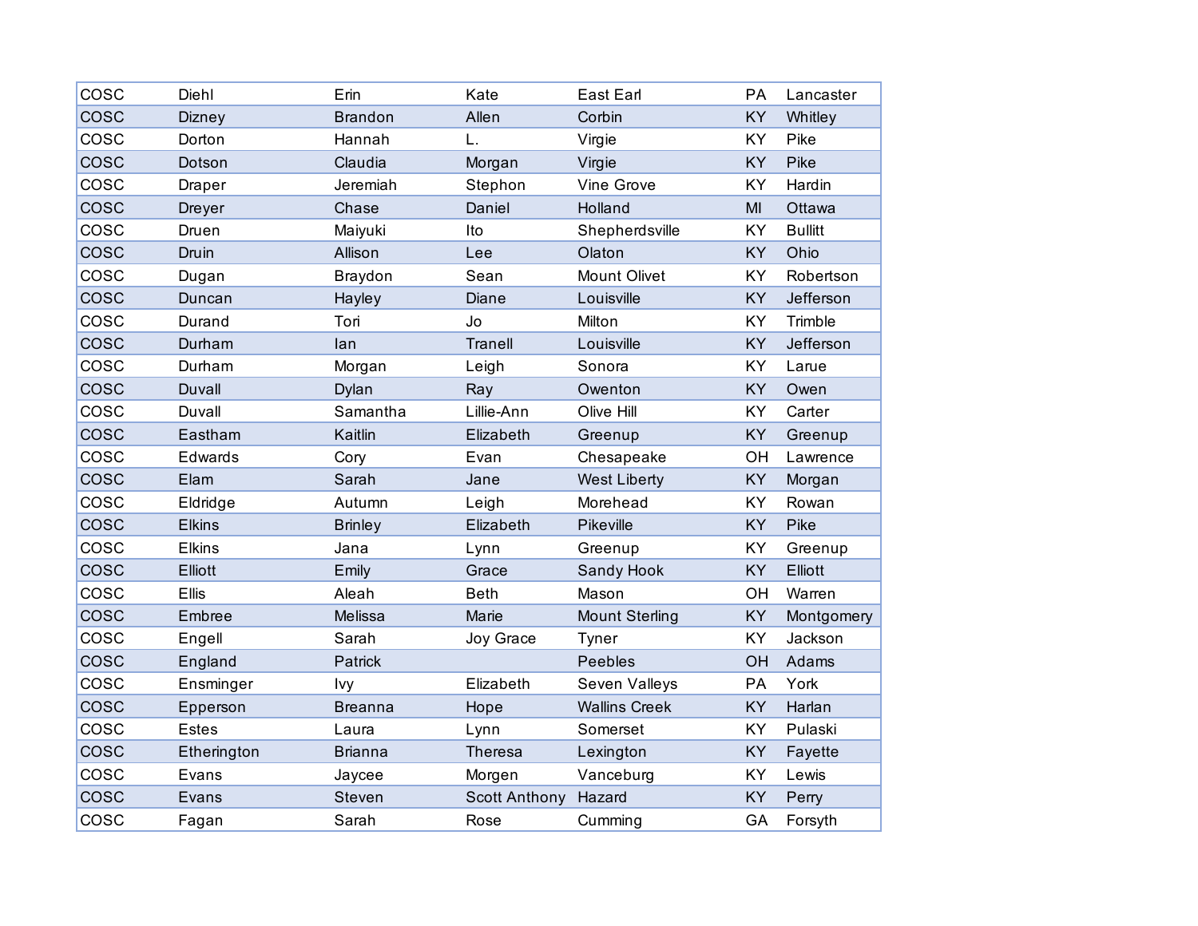| COSC | Diehl | Erin | Kate | East Earl | PA | Lancaster |
|---|---|---|---|---|---|---|
| COSC | Dizney | Brandon | Allen | Corbin | KY | Whitley |
| COSC | Dorton | Hannah | L. | Virgie | KY | Pike |
| COSC | Dotson | Claudia | Morgan | Virgie | KY | Pike |
| COSC | Draper | Jeremiah | Stephon | Vine Grove | KY | Hardin |
| COSC | Dreyer | Chase | Daniel | Holland | MI | Ottawa |
| COSC | Druen | Maiyuki | Ito | Shepherdsville | KY | Bullitt |
| COSC | Druin | Allison | Lee | Olaton | KY | Ohio |
| COSC | Dugan | Braydon | Sean | Mount Olivet | KY | Robertson |
| COSC | Duncan | Hayley | Diane | Louisville | KY | Jefferson |
| COSC | Durand | Tori | Jo | Milton | KY | Trimble |
| COSC | Durham | Ian | Tranell | Louisville | KY | Jefferson |
| COSC | Durham | Morgan | Leigh | Sonora | KY | Larue |
| COSC | Duvall | Dylan | Ray | Owenton | KY | Owen |
| COSC | Duvall | Samantha | Lillie-Ann | Olive Hill | KY | Carter |
| COSC | Eastham | Kaitlin | Elizabeth | Greenup | KY | Greenup |
| COSC | Edwards | Cory | Evan | Chesapeake | OH | Lawrence |
| COSC | Elam | Sarah | Jane | West Liberty | KY | Morgan |
| COSC | Eldridge | Autumn | Leigh | Morehead | KY | Rowan |
| COSC | Elkins | Brinley | Elizabeth | Pikeville | KY | Pike |
| COSC | Elkins | Jana | Lynn | Greenup | KY | Greenup |
| COSC | Elliott | Emily | Grace | Sandy Hook | KY | Elliott |
| COSC | Ellis | Aleah | Beth | Mason | OH | Warren |
| COSC | Embree | Melissa | Marie | Mount Sterling | KY | Montgomery |
| COSC | Engell | Sarah | Joy Grace | Tyner | KY | Jackson |
| COSC | England | Patrick | | Peebles | OH | Adams |
| COSC | Ensminger | Ivy | Elizabeth | Seven Valleys | PA | York |
| COSC | Epperson | Breanna | Hope | Wallins Creek | KY | Harlan |
| COSC | Estes | Laura | Lynn | Somerset | KY | Pulaski |
| COSC | Etherington | Brianna | Theresa | Lexington | KY | Fayette |
| COSC | Evans | Jaycee | Morgen | Vanceburg | KY | Lewis |
| COSC | Evans | Steven | Scott Anthony | Hazard | KY | Perry |
| COSC | Fagan | Sarah | Rose | Cumming | GA | Forsyth |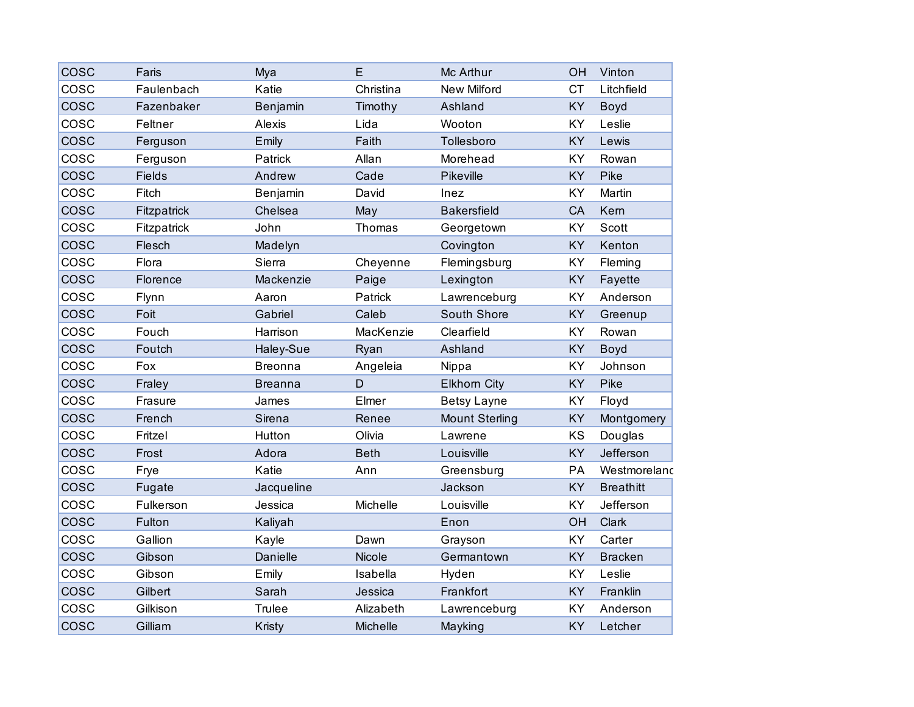| COSC | Faris | Mya | E | Mc Arthur | OH | Vinton |
|---|---|---|---|---|---|---|
| COSC | Faulenbach | Katie | Christina | New Milford | CT | Litchfield |
| COSC | Fazenbaker | Benjamin | Timothy | Ashland | KY | Boyd |
| COSC | Feltner | Alexis | Lida | Wooton | KY | Leslie |
| COSC | Ferguson | Emily | Faith | Tollesboro | KY | Lewis |
| COSC | Ferguson | Patrick | Allan | Morehead | KY | Rowan |
| COSC | Fields | Andrew | Cade | Pikeville | KY | Pike |
| COSC | Fitch | Benjamin | David | Inez | KY | Martin |
| COSC | Fitzpatrick | Chelsea | May | Bakersfield | CA | Kern |
| COSC | Fitzpatrick | John | Thomas | Georgetown | KY | Scott |
| COSC | Flesch | Madelyn | | Covington | KY | Kenton |
| COSC | Flora | Sierra | Cheyenne | Flemingsburg | KY | Fleming |
| COSC | Florence | Mackenzie | Paige | Lexington | KY | Fayette |
| COSC | Flynn | Aaron | Patrick | Lawrenceburg | KY | Anderson |
| COSC | Foit | Gabriel | Caleb | South Shore | KY | Greenup |
| COSC | Fouch | Harrison | MacKenzie | Clearfield | KY | Rowan |
| COSC | Foutch | Haley-Sue | Ryan | Ashland | KY | Boyd |
| COSC | Fox | Breonna | Angeleia | Nippa | KY | Johnson |
| COSC | Fraley | Breanna | D | Elkhorn City | KY | Pike |
| COSC | Frasure | James | Elmer | Betsy Layne | KY | Floyd |
| COSC | French | Sirena | Renee | Mount Sterling | KY | Montgomery |
| COSC | Fritzel | Hutton | Olivia | Lawrene | KS | Douglas |
| COSC | Frost | Adora | Beth | Louisville | KY | Jefferson |
| COSC | Frye | Katie | Ann | Greensburg | PA | Westmoreland |
| COSC | Fugate | Jacqueline | | Jackson | KY | Breathitt |
| COSC | Fulkerson | Jessica | Michelle | Louisville | KY | Jefferson |
| COSC | Fulton | Kaliyah | | Enon | OH | Clark |
| COSC | Gallion | Kayle | Dawn | Grayson | KY | Carter |
| COSC | Gibson | Danielle | Nicole | Germantown | KY | Bracken |
| COSC | Gibson | Emily | Isabella | Hyden | KY | Leslie |
| COSC | Gilbert | Sarah | Jessica | Frankfort | KY | Franklin |
| COSC | Gilkison | Trulee | Alizabeth | Lawrenceburg | KY | Anderson |
| COSC | Gilliam | Kristy | Michelle | Mayking | KY | Letcher |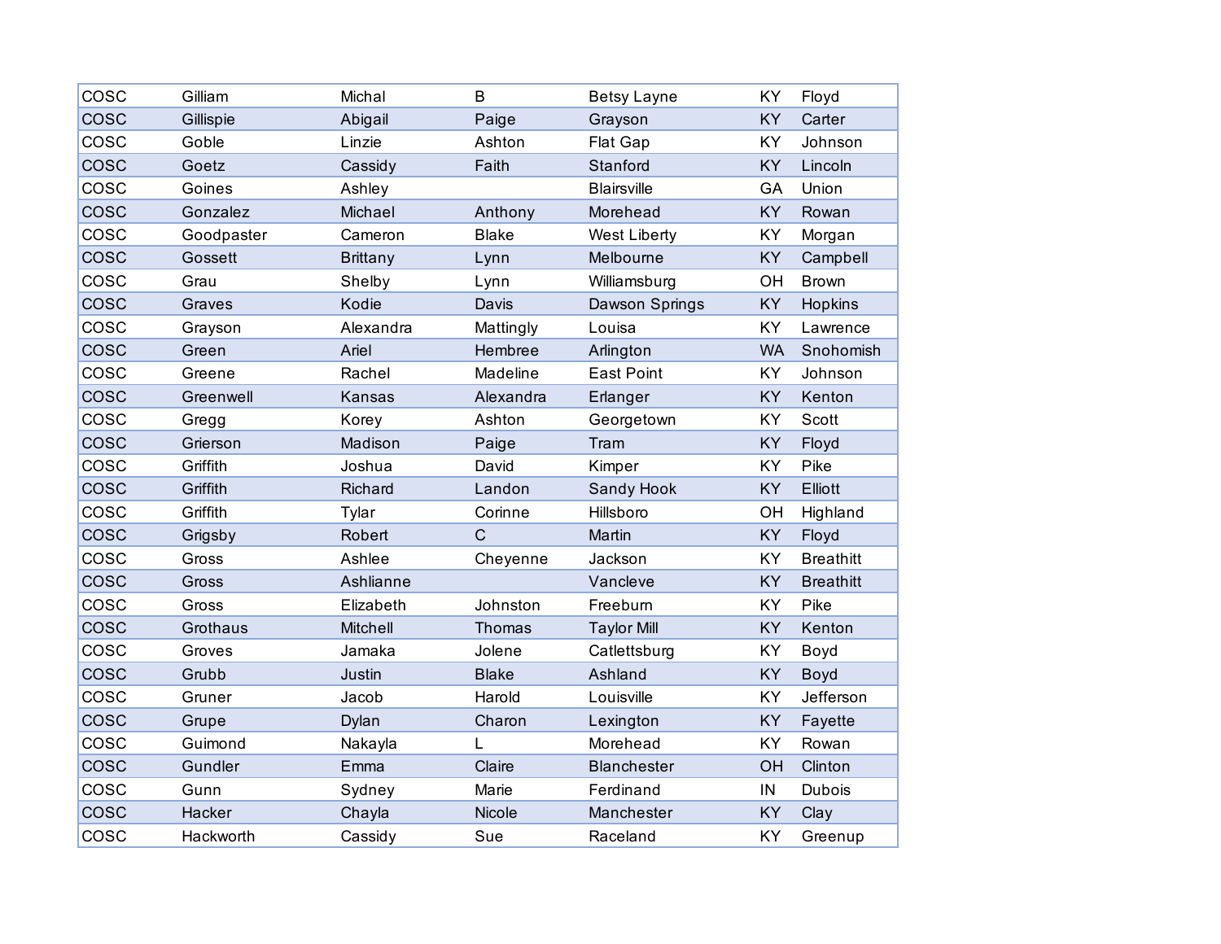| | | | | | | |
|---|---|---|---|---|---|---|
| COSC | Gilliam | Michal | B | Betsy Layne | KY | Floyd |
| COSC | Gillispie | Abigail | Paige | Grayson | KY | Carter |
| COSC | Goble | Linzie | Ashton | Flat Gap | KY | Johnson |
| COSC | Goetz | Cassidy | Faith | Stanford | KY | Lincoln |
| COSC | Goines | Ashley | | Blairsville | GA | Union |
| COSC | Gonzalez | Michael | Anthony | Morehead | KY | Rowan |
| COSC | Goodpaster | Cameron | Blake | West Liberty | KY | Morgan |
| COSC | Gossett | Brittany | Lynn | Melbourne | KY | Campbell |
| COSC | Grau | Shelby | Lynn | Williamsburg | OH | Brown |
| COSC | Graves | Kodie | Davis | Dawson Springs | KY | Hopkins |
| COSC | Grayson | Alexandra | Mattingly | Louisa | KY | Lawrence |
| COSC | Green | Ariel | Hembree | Arlington | WA | Snohomish |
| COSC | Greene | Rachel | Madeline | East Point | KY | Johnson |
| COSC | Greenwell | Kansas | Alexandra | Erlanger | KY | Kenton |
| COSC | Gregg | Korey | Ashton | Georgetown | KY | Scott |
| COSC | Grierson | Madison | Paige | Tram | KY | Floyd |
| COSC | Griffith | Joshua | David | Kimper | KY | Pike |
| COSC | Griffith | Richard | Landon | Sandy Hook | KY | Elliott |
| COSC | Griffith | Tylar | Corinne | Hillsboro | OH | Highland |
| COSC | Grigsby | Robert | C | Martin | KY | Floyd |
| COSC | Gross | Ashlee | Cheyenne | Jackson | KY | Breathitt |
| COSC | Gross | Ashlianne | | Vancleve | KY | Breathitt |
| COSC | Gross | Elizabeth | Johnston | Freeburn | KY | Pike |
| COSC | Grothaus | Mitchell | Thomas | Taylor Mill | KY | Kenton |
| COSC | Groves | Jamaka | Jolene | Catlettsburg | KY | Boyd |
| COSC | Grubb | Justin | Blake | Ashland | KY | Boyd |
| COSC | Gruner | Jacob | Harold | Louisville | KY | Jefferson |
| COSC | Grupe | Dylan | Charon | Lexington | KY | Fayette |
| COSC | Guimond | Nakayla | L | Morehead | KY | Rowan |
| COSC | Gundler | Emma | Claire | Blanchester | OH | Clinton |
| COSC | Gunn | Sydney | Marie | Ferdinand | IN | Dubois |
| COSC | Hacker | Chayla | Nicole | Manchester | KY | Clay |
| COSC | Hackworth | Cassidy | Sue | Raceland | KY | Greenup |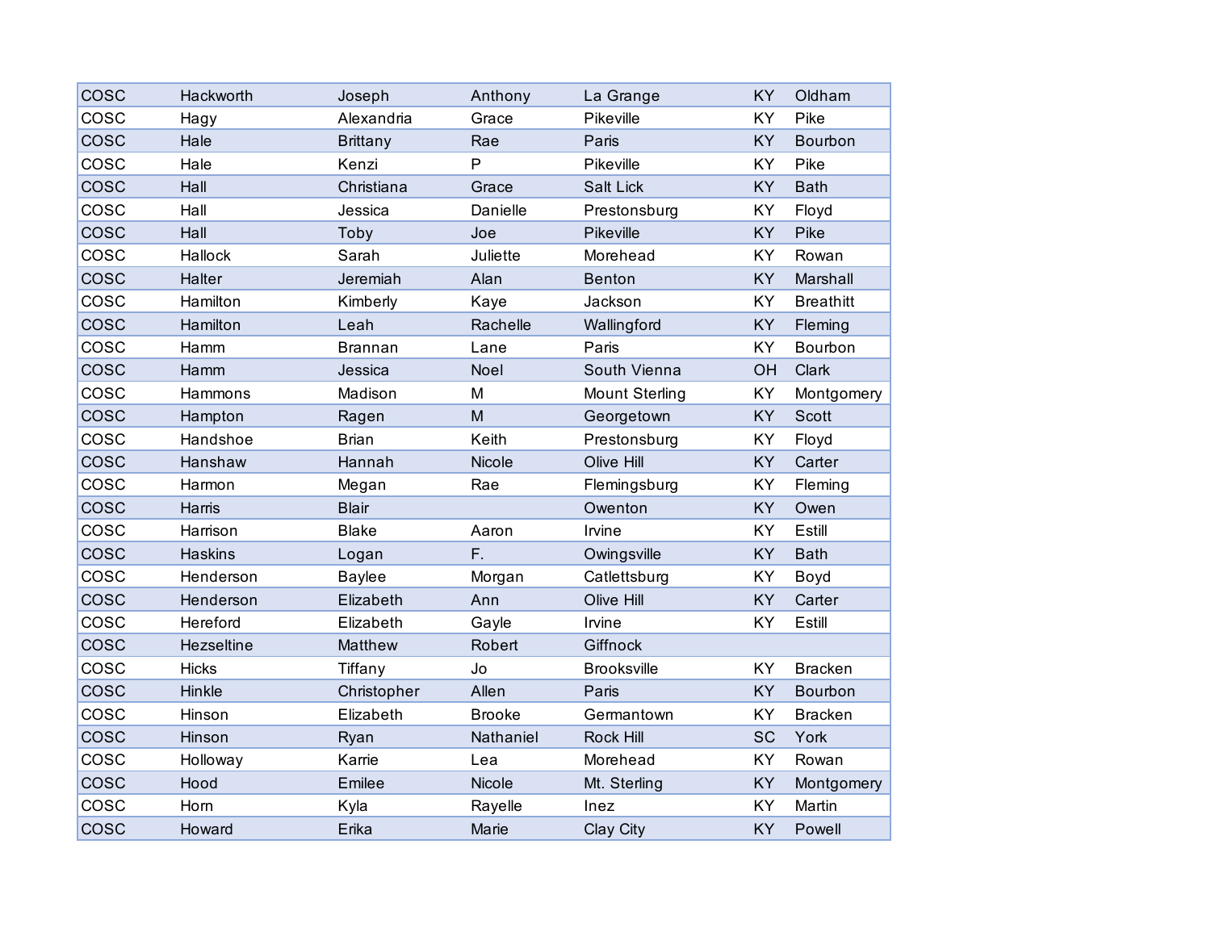| | | | | | | |
|---|---|---|---|---|---|---|
| COSC | Hackworth | Joseph | Anthony | La Grange | KY | Oldham |
| COSC | Hagy | Alexandria | Grace | Pikeville | KY | Pike |
| COSC | Hale | Brittany | Rae | Paris | KY | Bourbon |
| COSC | Hale | Kenzi | P | Pikeville | KY | Pike |
| COSC | Hall | Christiana | Grace | Salt Lick | KY | Bath |
| COSC | Hall | Jessica | Danielle | Prestonsburg | KY | Floyd |
| COSC | Hall | Toby | Joe | Pikeville | KY | Pike |
| COSC | Hallock | Sarah | Juliette | Morehead | KY | Rowan |
| COSC | Halter | Jeremiah | Alan | Benton | KY | Marshall |
| COSC | Hamilton | Kimberly | Kaye | Jackson | KY | Breathitt |
| COSC | Hamilton | Leah | Rachelle | Wallingford | KY | Fleming |
| COSC | Hamm | Brannan | Lane | Paris | KY | Bourbon |
| COSC | Hamm | Jessica | Noel | South Vienna | OH | Clark |
| COSC | Hammons | Madison | M | Mount Sterling | KY | Montgomery |
| COSC | Hampton | Ragen | M | Georgetown | KY | Scott |
| COSC | Handshoe | Brian | Keith | Prestonsburg | KY | Floyd |
| COSC | Hanshaw | Hannah | Nicole | Olive Hill | KY | Carter |
| COSC | Harmon | Megan | Rae | Flemingsburg | KY | Fleming |
| COSC | Harris | Blair | | Owenton | KY | Owen |
| COSC | Harrison | Blake | Aaron | Irvine | KY | Estill |
| COSC | Haskins | Logan | F. | Owingsville | KY | Bath |
| COSC | Henderson | Baylee | Morgan | Catlettsburg | KY | Boyd |
| COSC | Henderson | Elizabeth | Ann | Olive Hill | KY | Carter |
| COSC | Hereford | Elizabeth | Gayle | Irvine | KY | Estill |
| COSC | Hezseltine | Matthew | Robert | Giffnock | | |
| COSC | Hicks | Tiffany | Jo | Brooksville | KY | Bracken |
| COSC | Hinkle | Christopher | Allen | Paris | KY | Bourbon |
| COSC | Hinson | Elizabeth | Brooke | Germantown | KY | Bracken |
| COSC | Hinson | Ryan | Nathaniel | Rock Hill | SC | York |
| COSC | Holloway | Karrie | Lea | Morehead | KY | Rowan |
| COSC | Hood | Emilee | Nicole | Mt. Sterling | KY | Montgomery |
| COSC | Horn | Kyla | Rayelle | Inez | KY | Martin |
| COSC | Howard | Erika | Marie | Clay City | KY | Powell |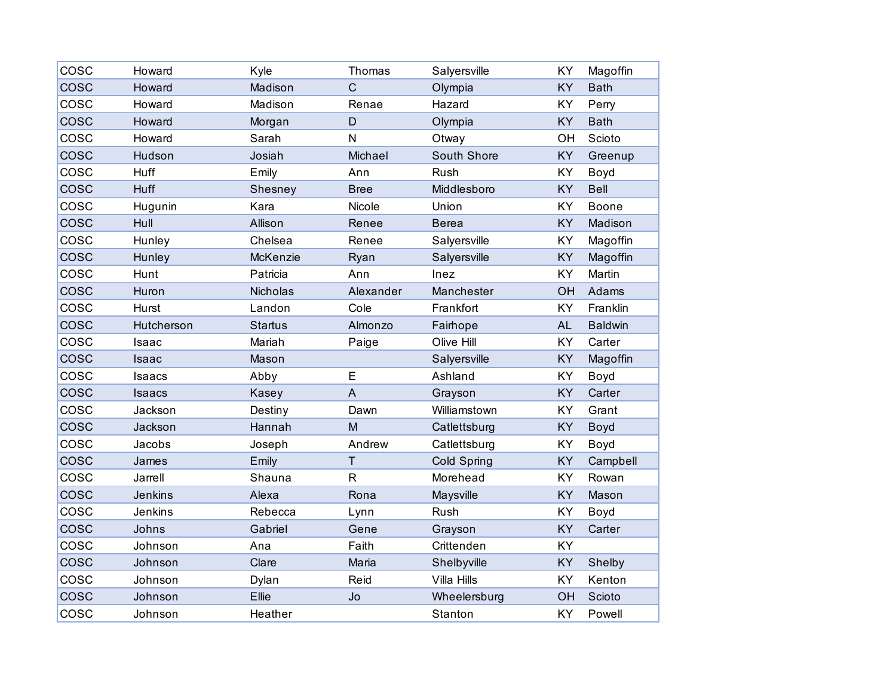| | | | | | | |
|---|---|---|---|---|---|---|
| COSC | Howard | Kyle | Thomas | Salyersville | KY | Magoffin |
| COSC | Howard | Madison | C | Olympia | KY | Bath |
| COSC | Howard | Madison | Renae | Hazard | KY | Perry |
| COSC | Howard | Morgan | D | Olympia | KY | Bath |
| COSC | Howard | Sarah | N | Otway | OH | Scioto |
| COSC | Hudson | Josiah | Michael | South Shore | KY | Greenup |
| COSC | Huff | Emily | Ann | Rush | KY | Boyd |
| COSC | Huff | Shesney | Bree | Middlesboro | KY | Bell |
| COSC | Hugunin | Kara | Nicole | Union | KY | Boone |
| COSC | Hull | Allison | Renee | Berea | KY | Madison |
| COSC | Hunley | Chelsea | Renee | Salyersville | KY | Magoffin |
| COSC | Hunley | McKenzie | Ryan | Salyersville | KY | Magoffin |
| COSC | Hunt | Patricia | Ann | Inez | KY | Martin |
| COSC | Huron | Nicholas | Alexander | Manchester | OH | Adams |
| COSC | Hurst | Landon | Cole | Frankfort | KY | Franklin |
| COSC | Hutcherson | Startus | Almonzo | Fairhope | AL | Baldwin |
| COSC | Isaac | Mariah | Paige | Olive Hill | KY | Carter |
| COSC | Isaac | Mason | | Salyersville | KY | Magoffin |
| COSC | Isaacs | Abby | E | Ashland | KY | Boyd |
| COSC | Isaacs | Kasey | A | Grayson | KY | Carter |
| COSC | Jackson | Destiny | Dawn | Williamstown | KY | Grant |
| COSC | Jackson | Hannah | M | Catlettsburg | KY | Boyd |
| COSC | Jacobs | Joseph | Andrew | Catlettsburg | KY | Boyd |
| COSC | James | Emily | T | Cold Spring | KY | Campbell |
| COSC | Jarrell | Shauna | R | Morehead | KY | Rowan |
| COSC | Jenkins | Alexa | Rona | Maysville | KY | Mason |
| COSC | Jenkins | Rebecca | Lynn | Rush | KY | Boyd |
| COSC | Johns | Gabriel | Gene | Grayson | KY | Carter |
| COSC | Johnson | Ana | Faith | Crittenden | KY | |
| COSC | Johnson | Clare | Maria | Shelbyville | KY | Shelby |
| COSC | Johnson | Dylan | Reid | Villa Hills | KY | Kenton |
| COSC | Johnson | Ellie | Jo | Wheelersburg | OH | Scioto |
| COSC | Johnson | Heather | | Stanton | KY | Powell |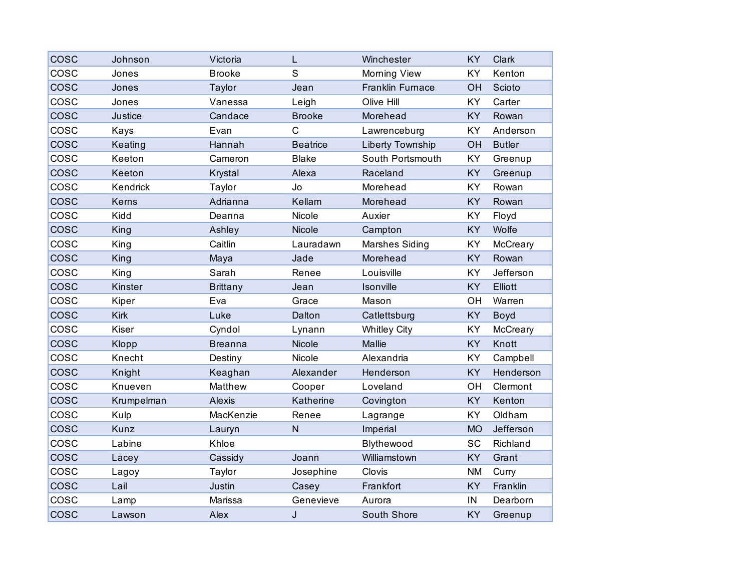| | | | | | | |
|---|---|---|---|---|---|---|
| COSC | Johnson | Victoria | L | Winchester | KY | Clark |
| COSC | Jones | Brooke | S | Morning View | KY | Kenton |
| COSC | Jones | Taylor | Jean | Franklin Furnace | OH | Scioto |
| COSC | Jones | Vanessa | Leigh | Olive Hill | KY | Carter |
| COSC | Justice | Candace | Brooke | Morehead | KY | Rowan |
| COSC | Kays | Evan | C | Lawrenceburg | KY | Anderson |
| COSC | Keating | Hannah | Beatrice | Liberty Township | OH | Butler |
| COSC | Keeton | Cameron | Blake | South Portsmouth | KY | Greenup |
| COSC | Keeton | Krystal | Alexa | Raceland | KY | Greenup |
| COSC | Kendrick | Taylor | Jo | Morehead | KY | Rowan |
| COSC | Kerns | Adrianna | Kellam | Morehead | KY | Rowan |
| COSC | Kidd | Deanna | Nicole | Auxier | KY | Floyd |
| COSC | King | Ashley | Nicole | Campton | KY | Wolfe |
| COSC | King | Caitlin | Lauradawn | Marshes Siding | KY | McCreary |
| COSC | King | Maya | Jade | Morehead | KY | Rowan |
| COSC | King | Sarah | Renee | Louisville | KY | Jefferson |
| COSC | Kinster | Brittany | Jean | Isonville | KY | Elliott |
| COSC | Kiper | Eva | Grace | Mason | OH | Warren |
| COSC | Kirk | Luke | Dalton | Catlettsburg | KY | Boyd |
| COSC | Kiser | Cyndol | Lynann | Whitley City | KY | McCreary |
| COSC | Klopp | Breanna | Nicole | Mallie | KY | Knott |
| COSC | Knecht | Destiny | Nicole | Alexandria | KY | Campbell |
| COSC | Knight | Keaghan | Alexander | Henderson | KY | Henderson |
| COSC | Knueven | Matthew | Cooper | Loveland | OH | Clermont |
| COSC | Krumpelman | Alexis | Katherine | Covington | KY | Kenton |
| COSC | Kulp | MacKenzie | Renee | Lagrange | KY | Oldham |
| COSC | Kunz | Lauryn | N | Imperial | MO | Jefferson |
| COSC | Labine | Khloe | | Blythewood | SC | Richland |
| COSC | Lacey | Cassidy | Joann | Williamstown | KY | Grant |
| COSC | Lagoy | Taylor | Josephine | Clovis | NM | Curry |
| COSC | Lail | Justin | Casey | Frankfort | KY | Franklin |
| COSC | Lamp | Marissa | Genevieve | Aurora | IN | Dearborn |
| COSC | Lawson | Alex | J | South Shore | KY | Greenup |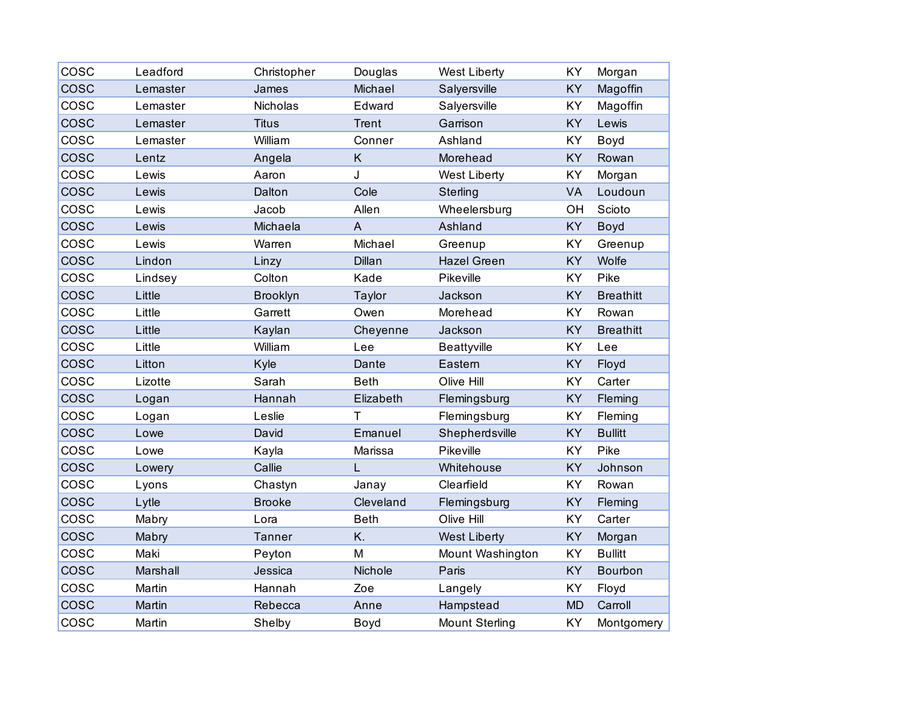| | | | | | | |
|---|---|---|---|---|---|---|
| COSC | Leadford | Christopher | Douglas | West Liberty | KY | Morgan |
| COSC | Lemaster | James | Michael | Salyersville | KY | Magoffin |
| COSC | Lemaster | Nicholas | Edward | Salyersville | KY | Magoffin |
| COSC | Lemaster | Titus | Trent | Garrison | KY | Lewis |
| COSC | Lemaster | William | Conner | Ashland | KY | Boyd |
| COSC | Lentz | Angela | K | Morehead | KY | Rowan |
| COSC | Lewis | Aaron | J | West Liberty | KY | Morgan |
| COSC | Lewis | Dalton | Cole | Sterling | VA | Loudoun |
| COSC | Lewis | Jacob | Allen | Wheelersburg | OH | Scioto |
| COSC | Lewis | Michaela | A | Ashland | KY | Boyd |
| COSC | Lewis | Warren | Michael | Greenup | KY | Greenup |
| COSC | Lindon | Linzy | Dillan | Hazel Green | KY | Wolfe |
| COSC | Lindsey | Colton | Kade | Pikeville | KY | Pike |
| COSC | Little | Brooklyn | Taylor | Jackson | KY | Breathitt |
| COSC | Little | Garrett | Owen | Morehead | KY | Rowan |
| COSC | Little | Kaylan | Cheyenne | Jackson | KY | Breathitt |
| COSC | Little | William | Lee | Beattyville | KY | Lee |
| COSC | Litton | Kyle | Dante | Eastern | KY | Floyd |
| COSC | Lizotte | Sarah | Beth | Olive Hill | KY | Carter |
| COSC | Logan | Hannah | Elizabeth | Flemingsburg | KY | Fleming |
| COSC | Logan | Leslie | T | Flemingsburg | KY | Fleming |
| COSC | Lowe | David | Emanuel | Shepherdsville | KY | Bullitt |
| COSC | Lowe | Kayla | Marissa | Pikeville | KY | Pike |
| COSC | Lowery | Callie | L | Whitehouse | KY | Johnson |
| COSC | Lyons | Chastyn | Janay | Clearfield | KY | Rowan |
| COSC | Lytle | Brooke | Cleveland | Flemingsburg | KY | Fleming |
| COSC | Mabry | Lora | Beth | Olive Hill | KY | Carter |
| COSC | Mabry | Tanner | K. | West Liberty | KY | Morgan |
| COSC | Maki | Peyton | M | Mount Washington | KY | Bullitt |
| COSC | Marshall | Jessica | Nichole | Paris | KY | Bourbon |
| COSC | Martin | Hannah | Zoe | Langely | KY | Floyd |
| COSC | Martin | Rebecca | Anne | Hampstead | MD | Carroll |
| COSC | Martin | Shelby | Boyd | Mount Sterling | KY | Montgomery |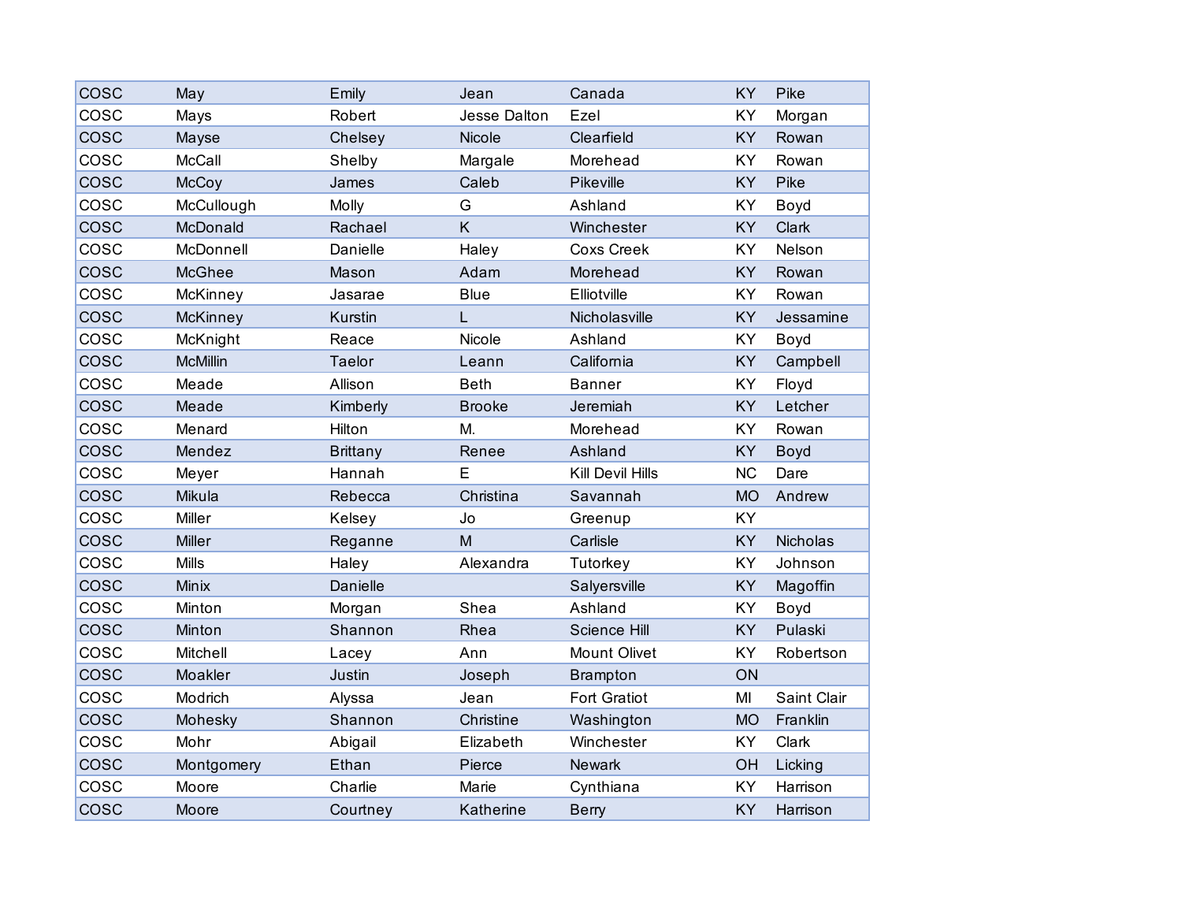| | | | | | | |
|---|---|---|---|---|---|---|
| COSC | May | Emily | Jean | Canada | KY | Pike |
| COSC | Mays | Robert | Jesse Dalton | Ezel | KY | Morgan |
| COSC | Mayse | Chelsey | Nicole | Clearfield | KY | Rowan |
| COSC | McCall | Shelby | Margale | Morehead | KY | Rowan |
| COSC | McCoy | James | Caleb | Pikeville | KY | Pike |
| COSC | McCullough | Molly | G | Ashland | KY | Boyd |
| COSC | McDonald | Rachael | K | Winchester | KY | Clark |
| COSC | McDonnell | Danielle | Haley | Coxs Creek | KY | Nelson |
| COSC | McGhee | Mason | Adam | Morehead | KY | Rowan |
| COSC | McKinney | Jasarae | Blue | Elliotville | KY | Rowan |
| COSC | McKinney | Kurstin | L | Nicholasville | KY | Jessamine |
| COSC | McKnight | Reace | Nicole | Ashland | KY | Boyd |
| COSC | McMillin | Taelor | Leann | California | KY | Campbell |
| COSC | Meade | Allison | Beth | Banner | KY | Floyd |
| COSC | Meade | Kimberly | Brooke | Jeremiah | KY | Letcher |
| COSC | Menard | Hilton | M. | Morehead | KY | Rowan |
| COSC | Mendez | Brittany | Renee | Ashland | KY | Boyd |
| COSC | Meyer | Hannah | E | Kill Devil Hills | NC | Dare |
| COSC | Mikula | Rebecca | Christina | Savannah | MO | Andrew |
| COSC | Miller | Kelsey | Jo | Greenup | KY | |
| COSC | Miller | Reganne | M | Carlisle | KY | Nicholas |
| COSC | Mills | Haley | Alexandra | Tutorkey | KY | Johnson |
| COSC | Minix | Danielle | | Salyersville | KY | Magoffin |
| COSC | Minton | Morgan | Shea | Ashland | KY | Boyd |
| COSC | Minton | Shannon | Rhea | Science Hill | KY | Pulaski |
| COSC | Mitchell | Lacey | Ann | Mount Olivet | KY | Robertson |
| COSC | Moakler | Justin | Joseph | Brampton | ON | |
| COSC | Modrich | Alyssa | Jean | Fort Gratiot | MI | Saint Clair |
| COSC | Mohesky | Shannon | Christine | Washington | MO | Franklin |
| COSC | Mohr | Abigail | Elizabeth | Winchester | KY | Clark |
| COSC | Montgomery | Ethan | Pierce | Newark | OH | Licking |
| COSC | Moore | Charlie | Marie | Cynthiana | KY | Harrison |
| COSC | Moore | Courtney | Katherine | Berry | KY | Harrison |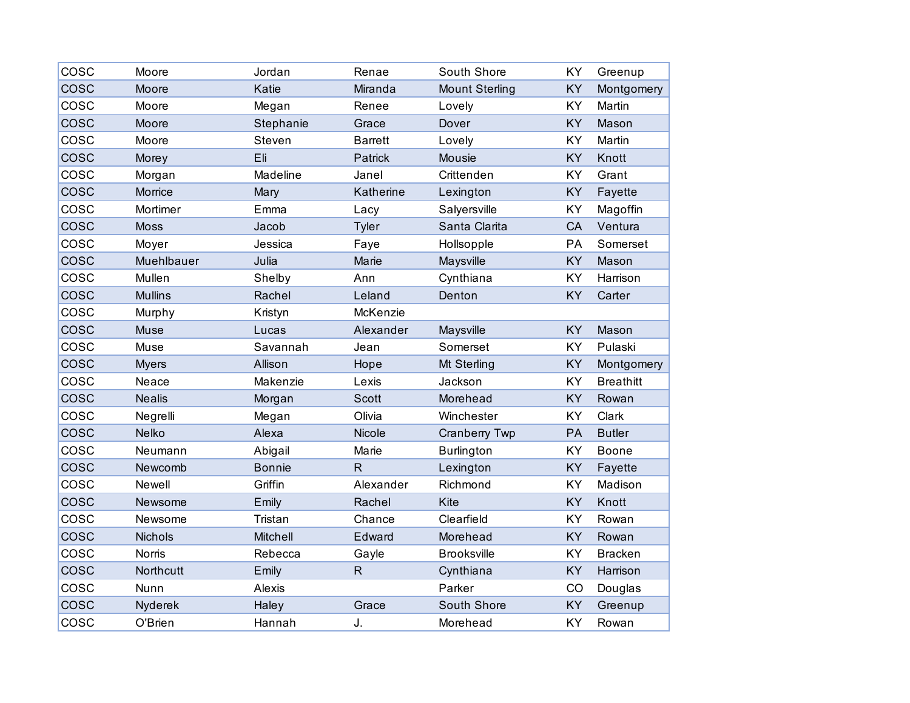| | | | | | | |
|---|---|---|---|---|---|---|
| COSC | Moore | Jordan | Renae | South Shore | KY | Greenup |
| COSC | Moore | Katie | Miranda | Mount Sterling | KY | Montgomery |
| COSC | Moore | Megan | Renee | Lovely | KY | Martin |
| COSC | Moore | Stephanie | Grace | Dover | KY | Mason |
| COSC | Moore | Steven | Barrett | Lovely | KY | Martin |
| COSC | Morey | Eli | Patrick | Mousie | KY | Knott |
| COSC | Morgan | Madeline | Janel | Crittenden | KY | Grant |
| COSC | Morrice | Mary | Katherine | Lexington | KY | Fayette |
| COSC | Mortimer | Emma | Lacy | Salyersville | KY | Magoffin |
| COSC | Moss | Jacob | Tyler | Santa Clarita | CA | Ventura |
| COSC | Moyer | Jessica | Faye | Hollsopple | PA | Somerset |
| COSC | Muehlbauer | Julia | Marie | Maysville | KY | Mason |
| COSC | Mullen | Shelby | Ann | Cynthiana | KY | Harrison |
| COSC | Mullins | Rachel | Leland | Denton | KY | Carter |
| COSC | Murphy | Kristyn | McKenzie | | | |
| COSC | Muse | Lucas | Alexander | Maysville | KY | Mason |
| COSC | Muse | Savannah | Jean | Somerset | KY | Pulaski |
| COSC | Myers | Allison | Hope | Mt Sterling | KY | Montgomery |
| COSC | Neace | Makenzie | Lexis | Jackson | KY | Breathitt |
| COSC | Nealis | Morgan | Scott | Morehead | KY | Rowan |
| COSC | Negrelli | Megan | Olivia | Winchester | KY | Clark |
| COSC | Nelko | Alexa | Nicole | Cranberry Twp | PA | Butler |
| COSC | Neumann | Abigail | Marie | Burlington | KY | Boone |
| COSC | Newcomb | Bonnie | R | Lexington | KY | Fayette |
| COSC | Newell | Griffin | Alexander | Richmond | KY | Madison |
| COSC | Newsome | Emily | Rachel | Kite | KY | Knott |
| COSC | Newsome | Tristan | Chance | Clearfield | KY | Rowan |
| COSC | Nichols | Mitchell | Edward | Morehead | KY | Rowan |
| COSC | Norris | Rebecca | Gayle | Brooksville | KY | Bracken |
| COSC | Northcutt | Emily | R | Cynthiana | KY | Harrison |
| COSC | Nunn | Alexis | | Parker | CO | Douglas |
| COSC | Nyderek | Haley | Grace | South Shore | KY | Greenup |
| COSC | O'Brien | Hannah | J. | Morehead | KY | Rowan |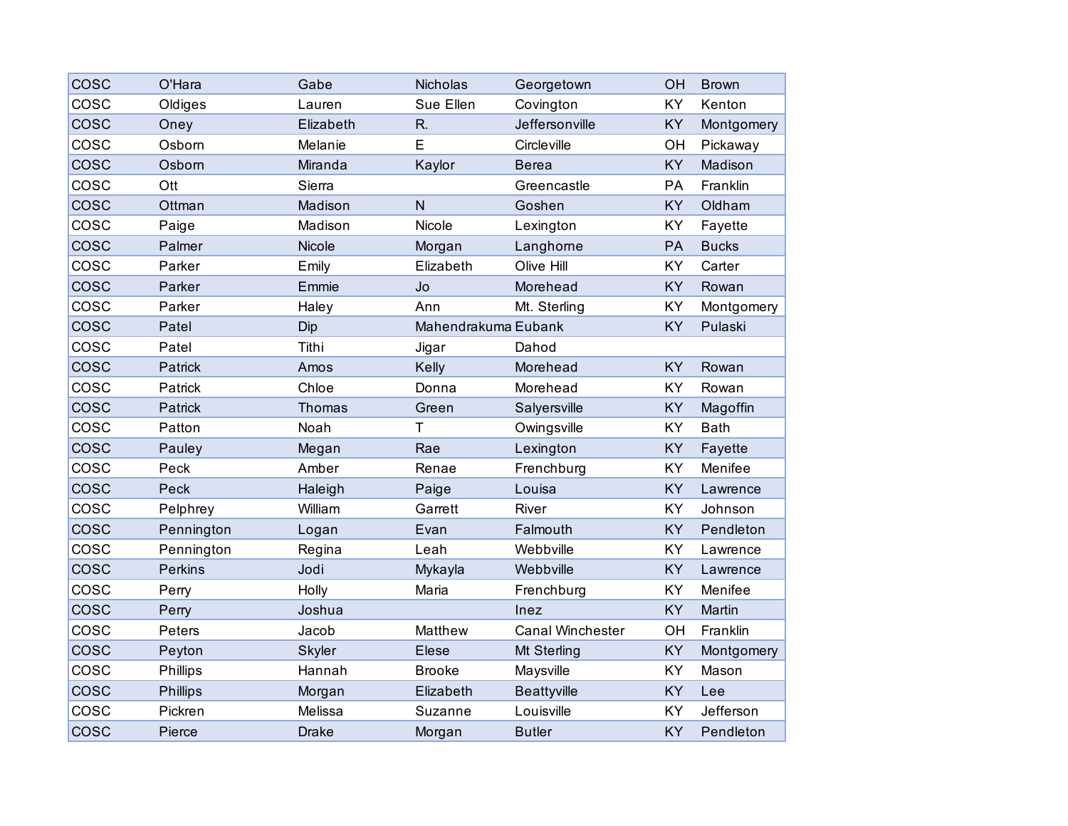| COSC | O'Hara | Gabe | Nicholas | Georgetown | OH | Brown |
|---|---|---|---|---|---|---|
| COSC | Oldiges | Lauren | Sue Ellen | Covington | KY | Kenton |
| COSC | Oney | Elizabeth | R. | Jeffersonville | KY | Montgomery |
| COSC | Osborn | Melanie | E | Circleville | OH | Pickaway |
| COSC | Osborn | Miranda | Kaylor | Berea | KY | Madison |
| COSC | Ott | Sierra | | Greencastle | PA | Franklin |
| COSC | Ottman | Madison | N | Goshen | KY | Oldham |
| COSC | Paige | Madison | Nicole | Lexington | KY | Fayette |
| COSC | Palmer | Nicole | Morgan | Langhorne | PA | Bucks |
| COSC | Parker | Emily | Elizabeth | Olive Hill | KY | Carter |
| COSC | Parker | Emmie | Jo | Morehead | KY | Rowan |
| COSC | Parker | Haley | Ann | Mt. Sterling | KY | Montgomery |
| COSC | Patel | Dip | Mahendrakuma | Eubank | KY | Pulaski |
| COSC | Patel | Tithi | Jigar | Dahod | | |
| COSC | Patrick | Amos | Kelly | Morehead | KY | Rowan |
| COSC | Patrick | Chloe | Donna | Morehead | KY | Rowan |
| COSC | Patrick | Thomas | Green | Salyersville | KY | Magoffin |
| COSC | Patton | Noah | T | Owingsville | KY | Bath |
| COSC | Pauley | Megan | Rae | Lexington | KY | Fayette |
| COSC | Peck | Amber | Renae | Frenchburg | KY | Menifee |
| COSC | Peck | Haleigh | Paige | Louisa | KY | Lawrence |
| COSC | Pelphrey | William | Garrett | River | KY | Johnson |
| COSC | Pennington | Logan | Evan | Falmouth | KY | Pendleton |
| COSC | Pennington | Regina | Leah | Webbville | KY | Lawrence |
| COSC | Perkins | Jodi | Mykayla | Webbville | KY | Lawrence |
| COSC | Perry | Holly | Maria | Frenchburg | KY | Menifee |
| COSC | Perry | Joshua | | Inez | KY | Martin |
| COSC | Peters | Jacob | Matthew | Canal Winchester | OH | Franklin |
| COSC | Peyton | Skyler | Elese | Mt Sterling | KY | Montgomery |
| COSC | Phillips | Hannah | Brooke | Maysville | KY | Mason |
| COSC | Phillips | Morgan | Elizabeth | Beattyville | KY | Lee |
| COSC | Pickren | Melissa | Suzanne | Louisville | KY | Jefferson |
| COSC | Pierce | Drake | Morgan | Butler | KY | Pendleton |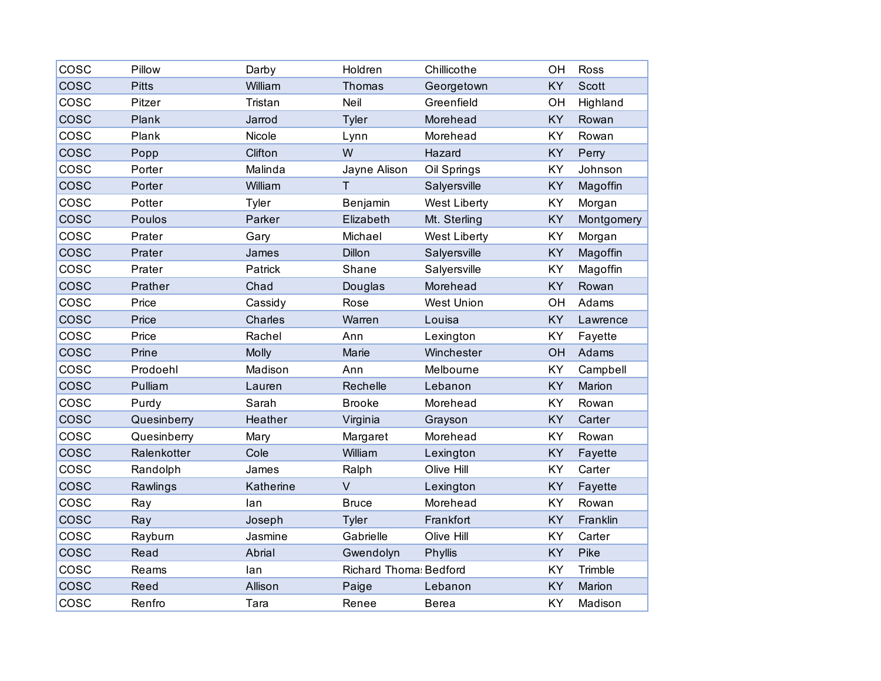| COSC | Pillow | Darby | Holdren | Chillicothe | OH | Ross |
|---|---|---|---|---|---|---|
| COSC | Pitts | William | Thomas | Georgetown | KY | Scott |
| COSC | Pitzer | Tristan | Neil | Greenfield | OH | Highland |
| COSC | Plank | Jarrod | Tyler | Morehead | KY | Rowan |
| COSC | Plank | Nicole | Lynn | Morehead | KY | Rowan |
| COSC | Popp | Clifton | W | Hazard | KY | Perry |
| COSC | Porter | Malinda | Jayne Alison | Oil Springs | KY | Johnson |
| COSC | Porter | William | T | Salyersville | KY | Magoffin |
| COSC | Potter | Tyler | Benjamin | West Liberty | KY | Morgan |
| COSC | Poulos | Parker | Elizabeth | Mt. Sterling | KY | Montgomery |
| COSC | Prater | Gary | Michael | West Liberty | KY | Morgan |
| COSC | Prater | James | Dillon | Salyersville | KY | Magoffin |
| COSC | Prater | Patrick | Shane | Salyersville | KY | Magoffin |
| COSC | Prather | Chad | Douglas | Morehead | KY | Rowan |
| COSC | Price | Cassidy | Rose | West Union | OH | Adams |
| COSC | Price | Charles | Warren | Louisa | KY | Lawrence |
| COSC | Price | Rachel | Ann | Lexington | KY | Fayette |
| COSC | Prine | Molly | Marie | Winchester | OH | Adams |
| COSC | Prodoehl | Madison | Ann | Melbourne | KY | Campbell |
| COSC | Pulliam | Lauren | Rechelle | Lebanon | KY | Marion |
| COSC | Purdy | Sarah | Brooke | Morehead | KY | Rowan |
| COSC | Quesinberry | Heather | Virginia | Grayson | KY | Carter |
| COSC | Quesinberry | Mary | Margaret | Morehead | KY | Rowan |
| COSC | Ralenkotter | Cole | William | Lexington | KY | Fayette |
| COSC | Randolph | James | Ralph | Olive Hill | KY | Carter |
| COSC | Rawlings | Katherine | V | Lexington | KY | Fayette |
| COSC | Ray | Ian | Bruce | Morehead | KY | Rowan |
| COSC | Ray | Joseph | Tyler | Frankfort | KY | Franklin |
| COSC | Rayburn | Jasmine | Gabrielle | Olive Hill | KY | Carter |
| COSC | Read | Abrial | Gwendolyn | Phyllis | KY | Pike |
| COSC | Reams | Ian | Richard Thomas | Bedford | KY | Trimble |
| COSC | Reed | Allison | Paige | Lebanon | KY | Marion |
| COSC | Renfro | Tara | Renee | Berea | KY | Madison |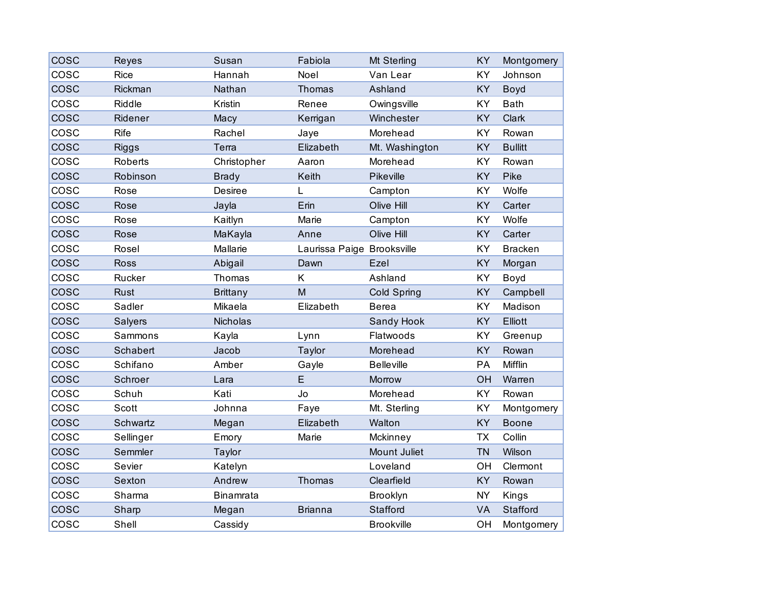| | | | | | | |
|---|---|---|---|---|---|---|
| COSC | Reyes | Susan | Fabiola | Mt Sterling | KY | Montgomery |
| COSC | Rice | Hannah | Noel | Van Lear | KY | Johnson |
| COSC | Rickman | Nathan | Thomas | Ashland | KY | Boyd |
| COSC | Riddle | Kristin | Renee | Owingsville | KY | Bath |
| COSC | Ridener | Macy | Kerrigan | Winchester | KY | Clark |
| COSC | Rife | Rachel | Jaye | Morehead | KY | Rowan |
| COSC | Riggs | Terra | Elizabeth | Mt. Washington | KY | Bullitt |
| COSC | Roberts | Christopher | Aaron | Morehead | KY | Rowan |
| COSC | Robinson | Brady | Keith | Pikeville | KY | Pike |
| COSC | Rose | Desiree | L | Campton | KY | Wolfe |
| COSC | Rose | Jayla | Erin | Olive Hill | KY | Carter |
| COSC | Rose | Kaitlyn | Marie | Campton | KY | Wolfe |
| COSC | Rose | MaKayla | Anne | Olive Hill | KY | Carter |
| COSC | Rosel | Mallarie | Laurissa Paige | Brooksville | KY | Bracken |
| COSC | Ross | Abigail | Dawn | Ezel | KY | Morgan |
| COSC | Rucker | Thomas | K | Ashland | KY | Boyd |
| COSC | Rust | Brittany | M | Cold Spring | KY | Campbell |
| COSC | Sadler | Mikaela | Elizabeth | Berea | KY | Madison |
| COSC | Salyers | Nicholas | | Sandy Hook | KY | Elliott |
| COSC | Sammons | Kayla | Lynn | Flatwoods | KY | Greenup |
| COSC | Schabert | Jacob | Taylor | Morehead | KY | Rowan |
| COSC | Schifano | Amber | Gayle | Belleville | PA | Mifflin |
| COSC | Schroer | Lara | E | Morrow | OH | Warren |
| COSC | Schuh | Kati | Jo | Morehead | KY | Rowan |
| COSC | Scott | Johnna | Faye | Mt. Sterling | KY | Montgomery |
| COSC | Schwartz | Megan | Elizabeth | Walton | KY | Boone |
| COSC | Sellinger | Emory | Marie | Mckinney | TX | Collin |
| COSC | Semmler | Taylor | | Mount Juliet | TN | Wilson |
| COSC | Sevier | Katelyn | | Loveland | OH | Clermont |
| COSC | Sexton | Andrew | Thomas | Clearfield | KY | Rowan |
| COSC | Sharma | Binamrata | | Brooklyn | NY | Kings |
| COSC | Sharp | Megan | Brianna | Stafford | VA | Stafford |
| COSC | Shell | Cassidy | | Brookville | OH | Montgomery |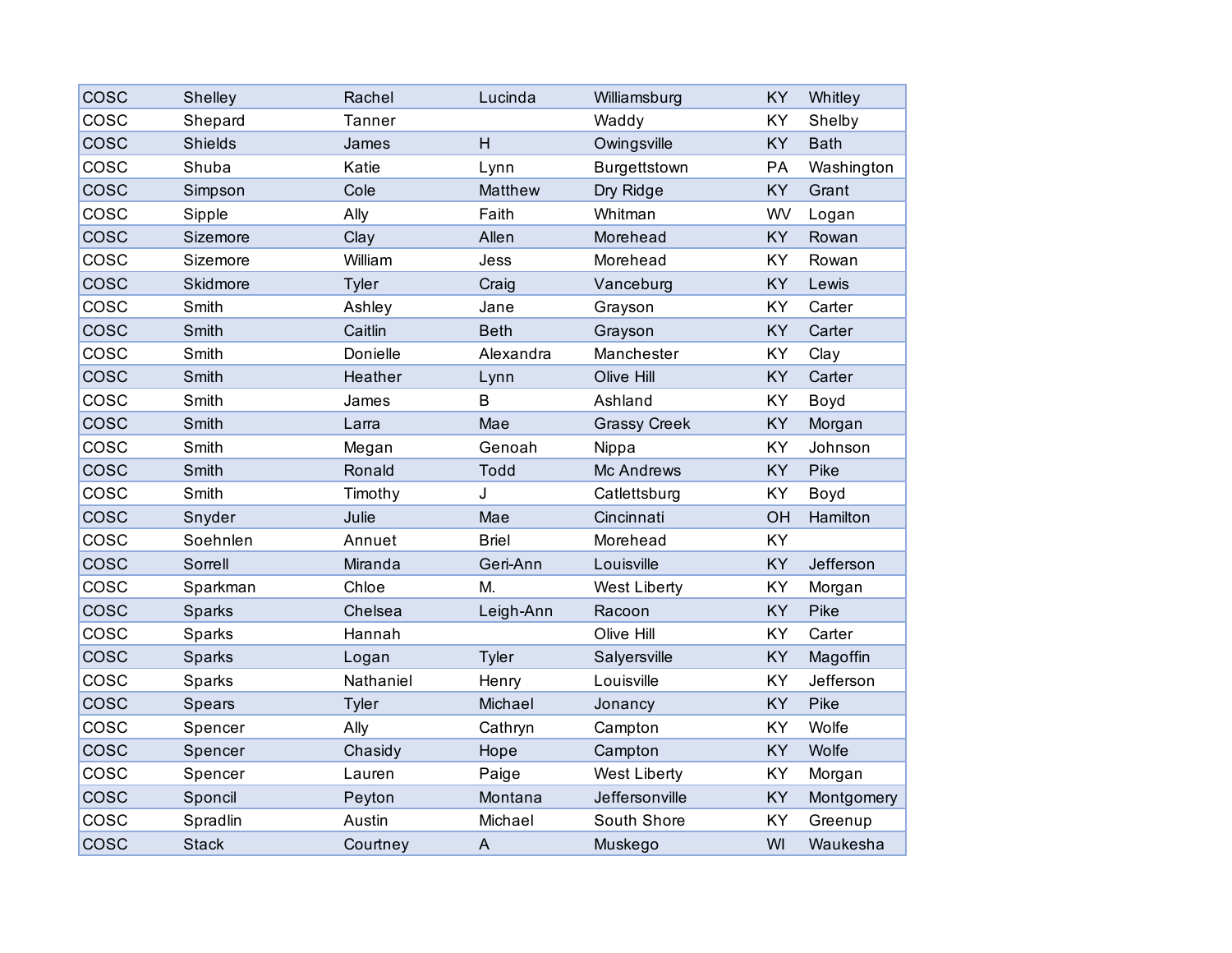| | | | | | | |
|---|---|---|---|---|---|---|
| COSC | Shelley | Rachel | Lucinda | Williamsburg | KY | Whitley |
| COSC | Shepard | Tanner | | Waddy | KY | Shelby |
| COSC | Shields | James | H | Owingsville | KY | Bath |
| COSC | Shuba | Katie | Lynn | Burgettstown | PA | Washington |
| COSC | Simpson | Cole | Matthew | Dry Ridge | KY | Grant |
| COSC | Sipple | Ally | Faith | Whitman | WV | Logan |
| COSC | Sizemore | Clay | Allen | Morehead | KY | Rowan |
| COSC | Sizemore | William | Jess | Morehead | KY | Rowan |
| COSC | Skidmore | Tyler | Craig | Vanceburg | KY | Lewis |
| COSC | Smith | Ashley | Jane | Grayson | KY | Carter |
| COSC | Smith | Caitlin | Beth | Grayson | KY | Carter |
| COSC | Smith | Donielle | Alexandra | Manchester | KY | Clay |
| COSC | Smith | Heather | Lynn | Olive Hill | KY | Carter |
| COSC | Smith | James | B | Ashland | KY | Boyd |
| COSC | Smith | Larra | Mae | Grassy Creek | KY | Morgan |
| COSC | Smith | Megan | Genoah | Nippa | KY | Johnson |
| COSC | Smith | Ronald | Todd | Mc Andrews | KY | Pike |
| COSC | Smith | Timothy | J | Catlettsburg | KY | Boyd |
| COSC | Snyder | Julie | Mae | Cincinnati | OH | Hamilton |
| COSC | Soehnlen | Annuet | Briel | Morehead | KY | |
| COSC | Sorrell | Miranda | Geri-Ann | Louisville | KY | Jefferson |
| COSC | Sparkman | Chloe | M. | West Liberty | KY | Morgan |
| COSC | Sparks | Chelsea | Leigh-Ann | Racoon | KY | Pike |
| COSC | Sparks | Hannah | | Olive Hill | KY | Carter |
| COSC | Sparks | Logan | Tyler | Salyersville | KY | Magoffin |
| COSC | Sparks | Nathaniel | Henry | Louisville | KY | Jefferson |
| COSC | Spears | Tyler | Michael | Jonancy | KY | Pike |
| COSC | Spencer | Ally | Cathryn | Campton | KY | Wolfe |
| COSC | Spencer | Chasidy | Hope | Campton | KY | Wolfe |
| COSC | Spencer | Lauren | Paige | West Liberty | KY | Morgan |
| COSC | Sponcil | Peyton | Montana | Jeffersonville | KY | Montgomery |
| COSC | Spradlin | Austin | Michael | South Shore | KY | Greenup |
| COSC | Stack | Courtney | A | Muskego | WI | Waukesha |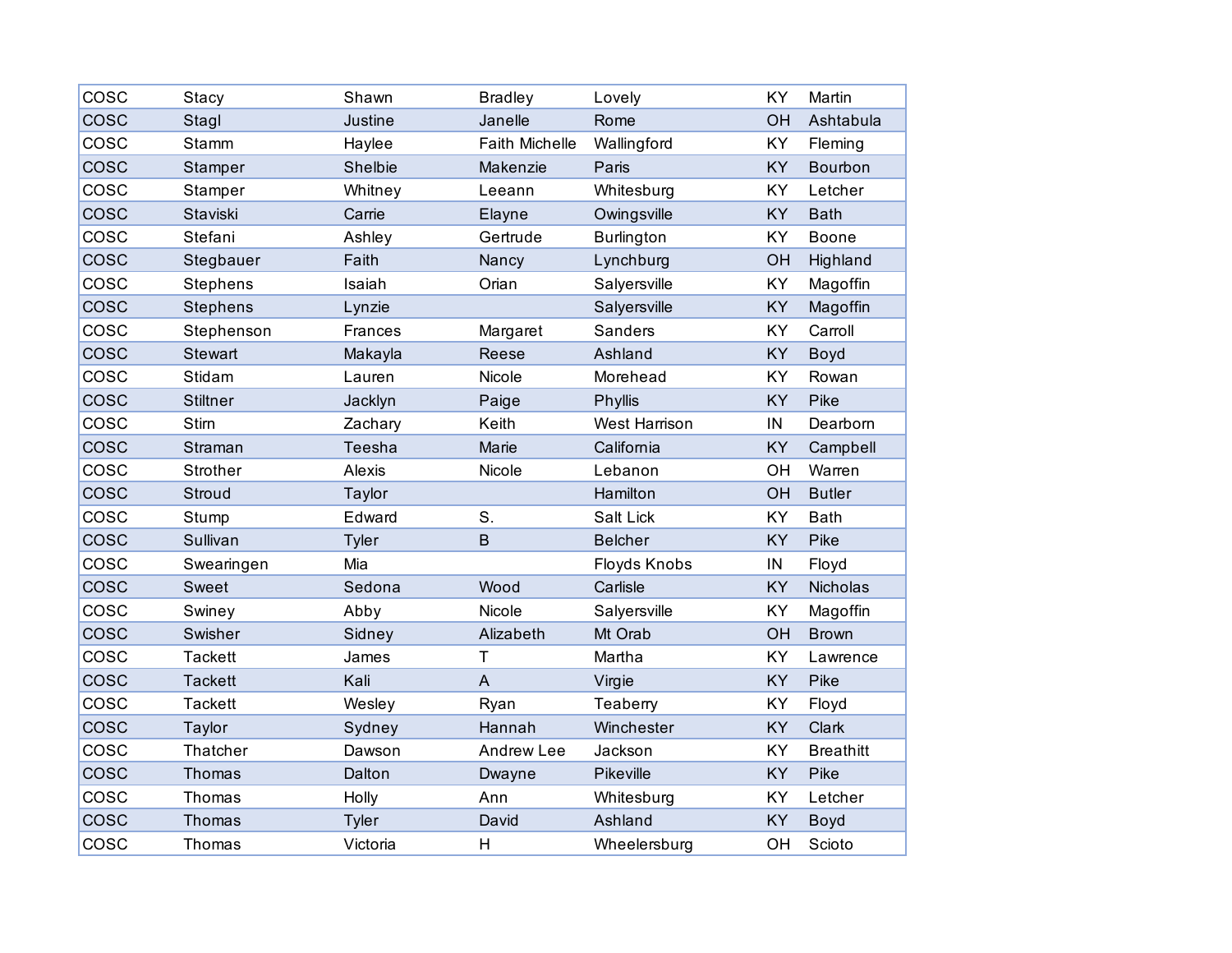| | | | | | | |
|---|---|---|---|---|---|---|
| COSC | Stacy | Shawn | Bradley | Lovely | KY | Martin |
| COSC | Stagl | Justine | Janelle | Rome | OH | Ashtabula |
| COSC | Stamm | Haylee | Faith Michelle | Wallingford | KY | Fleming |
| COSC | Stamper | Shelbie | Makenzie | Paris | KY | Bourbon |
| COSC | Stamper | Whitney | Leeann | Whitesburg | KY | Letcher |
| COSC | Staviski | Carrie | Elayne | Owingsville | KY | Bath |
| COSC | Stefani | Ashley | Gertrude | Burlington | KY | Boone |
| COSC | Stegbauer | Faith | Nancy | Lynchburg | OH | Highland |
| COSC | Stephens | Isaiah | Orian | Salyersville | KY | Magoffin |
| COSC | Stephens | Lynzie | | Salyersville | KY | Magoffin |
| COSC | Stephenson | Frances | Margaret | Sanders | KY | Carroll |
| COSC | Stewart | Makayla | Reese | Ashland | KY | Boyd |
| COSC | Stidam | Lauren | Nicole | Morehead | KY | Rowan |
| COSC | Stiltner | Jacklyn | Paige | Phyllis | KY | Pike |
| COSC | Stirn | Zachary | Keith | West Harrison | IN | Dearborn |
| COSC | Straman | Teesha | Marie | California | KY | Campbell |
| COSC | Strother | Alexis | Nicole | Lebanon | OH | Warren |
| COSC | Stroud | Taylor | | Hamilton | OH | Butler |
| COSC | Stump | Edward | S. | Salt Lick | KY | Bath |
| COSC | Sullivan | Tyler | B | Belcher | KY | Pike |
| COSC | Swearingen | Mia | | Floyds Knobs | IN | Floyd |
| COSC | Sweet | Sedona | Wood | Carlisle | KY | Nicholas |
| COSC | Swiney | Abby | Nicole | Salyersville | KY | Magoffin |
| COSC | Swisher | Sidney | Alizabeth | Mt Orab | OH | Brown |
| COSC | Tackett | James | T | Martha | KY | Lawrence |
| COSC | Tackett | Kali | A | Virgie | KY | Pike |
| COSC | Tackett | Wesley | Ryan | Teaberry | KY | Floyd |
| COSC | Taylor | Sydney | Hannah | Winchester | KY | Clark |
| COSC | Thatcher | Dawson | Andrew Lee | Jackson | KY | Breathitt |
| COSC | Thomas | Dalton | Dwayne | Pikeville | KY | Pike |
| COSC | Thomas | Holly | Ann | Whitesburg | KY | Letcher |
| COSC | Thomas | Tyler | David | Ashland | KY | Boyd |
| COSC | Thomas | Victoria | H | Wheelersburg | OH | Scioto |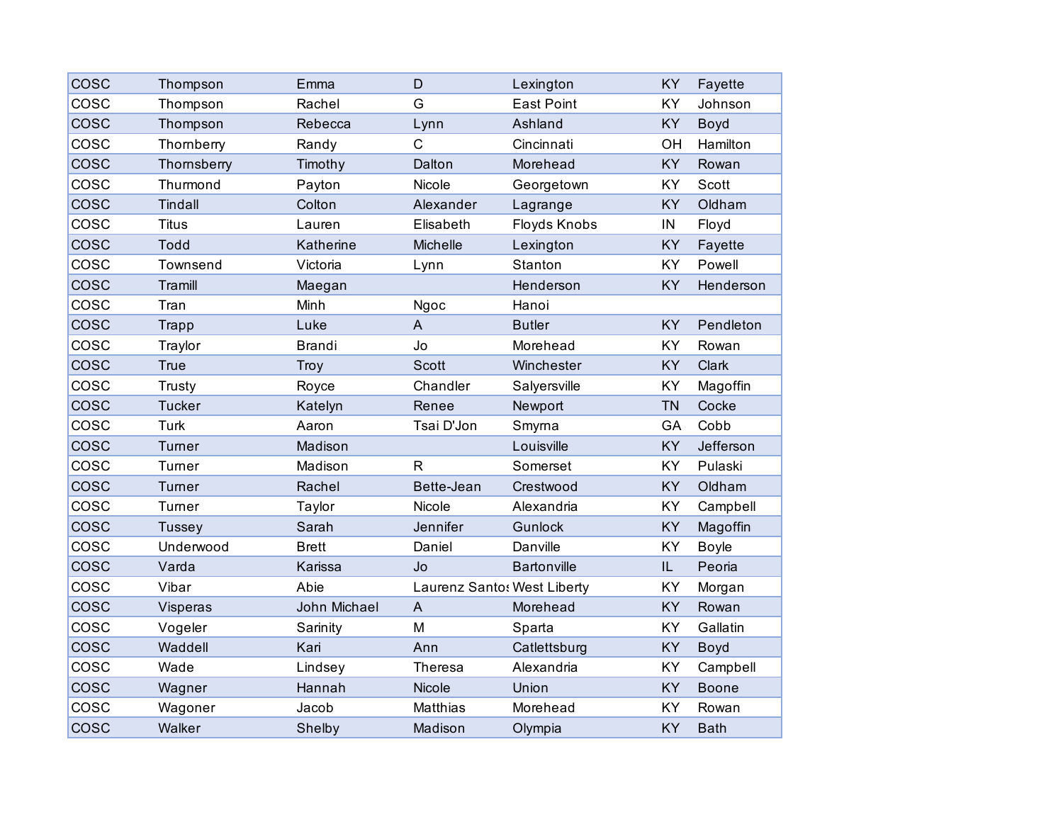| | | | | | | |
|---|---|---|---|---|---|---|
| COSC | Thompson | Emma | D | Lexington | KY | Fayette |
| COSC | Thompson | Rachel | G | East Point | KY | Johnson |
| COSC | Thompson | Rebecca | Lynn | Ashland | KY | Boyd |
| COSC | Thornberry | Randy | C | Cincinnati | OH | Hamilton |
| COSC | Thornsberry | Timothy | Dalton | Morehead | KY | Rowan |
| COSC | Thurmond | Payton | Nicole | Georgetown | KY | Scott |
| COSC | Tindall | Colton | Alexander | Lagrange | KY | Oldham |
| COSC | Titus | Lauren | Elisabeth | Floyds Knobs | IN | Floyd |
| COSC | Todd | Katherine | Michelle | Lexington | KY | Fayette |
| COSC | Townsend | Victoria | Lynn | Stanton | KY | Powell |
| COSC | Tramill | Maegan | | Henderson | KY | Henderson |
| COSC | Tran | Minh | Ngoc | Hanoi | | |
| COSC | Trapp | Luke | A | Butler | KY | Pendleton |
| COSC | Traylor | Brandi | Jo | Morehead | KY | Rowan |
| COSC | True | Troy | Scott | Winchester | KY | Clark |
| COSC | Trusty | Royce | Chandler | Salyersville | KY | Magoffin |
| COSC | Tucker | Katelyn | Renee | Newport | TN | Cocke |
| COSC | Turk | Aaron | Tsai D'Jon | Smyrna | GA | Cobb |
| COSC | Turner | Madison | | Louisville | KY | Jefferson |
| COSC | Turner | Madison | R | Somerset | KY | Pulaski |
| COSC | Turner | Rachel | Bette-Jean | Crestwood | KY | Oldham |
| COSC | Turner | Taylor | Nicole | Alexandria | KY | Campbell |
| COSC | Tussey | Sarah | Jennifer | Gunlock | KY | Magoffin |
| COSC | Underwood | Brett | Daniel | Danville | KY | Boyle |
| COSC | Varda | Karissa | Jo | Bartonville | IL | Peoria |
| COSC | Vibar | Abie | Laurenz Santos | West Liberty | KY | Morgan |
| COSC | Visperas | John Michael | A | Morehead | KY | Rowan |
| COSC | Vogeler | Sarinity | M | Sparta | KY | Gallatin |
| COSC | Waddell | Kari | Ann | Catlettsburg | KY | Boyd |
| COSC | Wade | Lindsey | Theresa | Alexandria | KY | Campbell |
| COSC | Wagner | Hannah | Nicole | Union | KY | Boone |
| COSC | Wagoner | Jacob | Matthias | Morehead | KY | Rowan |
| COSC | Walker | Shelby | Madison | Olympia | KY | Bath |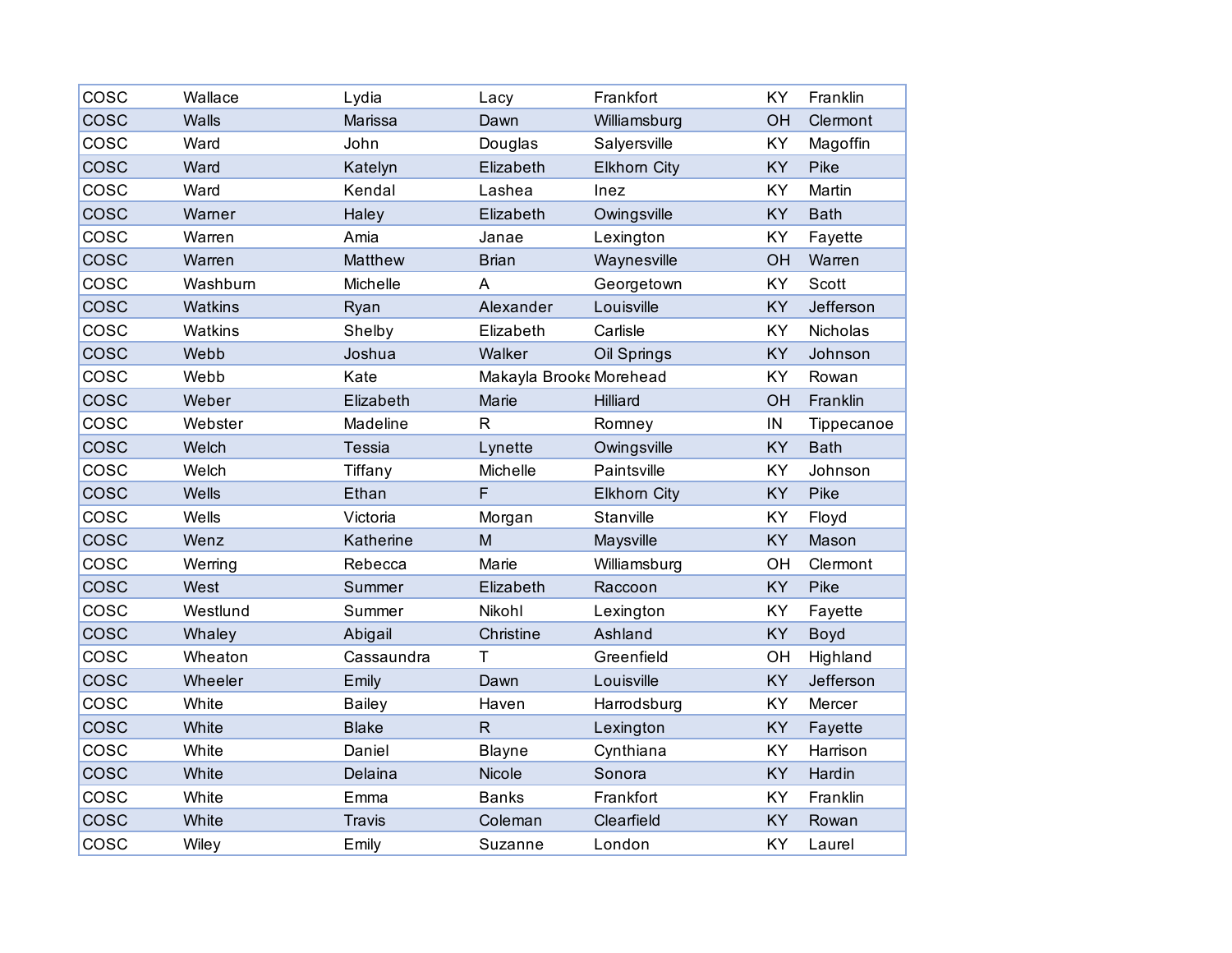| COSC | Wallace | Lydia | Lacy | Frankfort | KY | Franklin |
|---|---|---|---|---|---|---|
| COSC | Walls | Marissa | Dawn | Williamsburg | OH | Clermont |
| COSC | Ward | John | Douglas | Salyersville | KY | Magoffin |
| COSC | Ward | Katelyn | Elizabeth | Elkhorn City | KY | Pike |
| COSC | Ward | Kendal | Lashea | Inez | KY | Martin |
| COSC | Warner | Haley | Elizabeth | Owingsville | KY | Bath |
| COSC | Warren | Amia | Janae | Lexington | KY | Fayette |
| COSC | Warren | Matthew | Brian | Waynesville | OH | Warren |
| COSC | Washburn | Michelle | A | Georgetown | KY | Scott |
| COSC | Watkins | Ryan | Alexander | Louisville | KY | Jefferson |
| COSC | Watkins | Shelby | Elizabeth | Carlisle | KY | Nicholas |
| COSC | Webb | Joshua | Walker | Oil Springs | KY | Johnson |
| COSC | Webb | Kate | Makayla Brooke | Morehead | KY | Rowan |
| COSC | Weber | Elizabeth | Marie | Hilliard | OH | Franklin |
| COSC | Webster | Madeline | R | Romney | IN | Tippecanoe |
| COSC | Welch | Tessia | Lynette | Owingsville | KY | Bath |
| COSC | Welch | Tiffany | Michelle | Paintsville | KY | Johnson |
| COSC | Wells | Ethan | F | Elkhorn City | KY | Pike |
| COSC | Wells | Victoria | Morgan | Stanville | KY | Floyd |
| COSC | Wenz | Katherine | M | Maysville | KY | Mason |
| COSC | Werring | Rebecca | Marie | Williamsburg | OH | Clermont |
| COSC | West | Summer | Elizabeth | Raccoon | KY | Pike |
| COSC | Westlund | Summer | Nikohl | Lexington | KY | Fayette |
| COSC | Whaley | Abigail | Christine | Ashland | KY | Boyd |
| COSC | Wheaton | Cassaundra | T | Greenfield | OH | Highland |
| COSC | Wheeler | Emily | Dawn | Louisville | KY | Jefferson |
| COSC | White | Bailey | Haven | Harrodsburg | KY | Mercer |
| COSC | White | Blake | R | Lexington | KY | Fayette |
| COSC | White | Daniel | Blayne | Cynthiana | KY | Harrison |
| COSC | White | Delaina | Nicole | Sonora | KY | Hardin |
| COSC | White | Emma | Banks | Frankfort | KY | Franklin |
| COSC | White | Travis | Coleman | Clearfield | KY | Rowan |
| COSC | Wiley | Emily | Suzanne | London | KY | Laurel |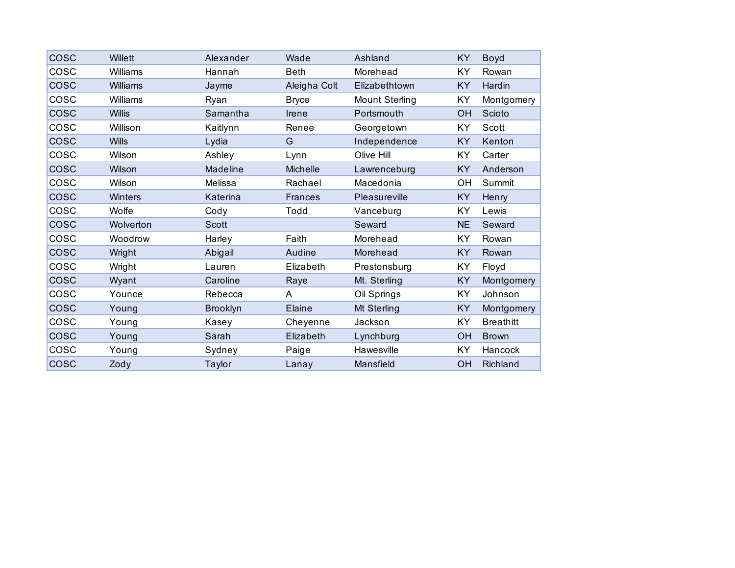| | | | | | | |
|---|---|---|---|---|---|---|
| COSC | Willett | Alexander | Wade | Ashland | KY | Boyd |
| COSC | Williams | Hannah | Beth | Morehead | KY | Rowan |
| COSC | Williams | Jayme | Aleigha Colt | Elizabethtown | KY | Hardin |
| COSC | Williams | Ryan | Bryce | Mount Sterling | KY | Montgomery |
| COSC | Willis | Samantha | Irene | Portsmouth | OH | Scioto |
| COSC | Willison | Kaitlynn | Renee | Georgetown | KY | Scott |
| COSC | Wills | Lydia | G | Independence | KY | Kenton |
| COSC | Wilson | Ashley | Lynn | Olive Hill | KY | Carter |
| COSC | Wilson | Madeline | Michelle | Lawrenceburg | KY | Anderson |
| COSC | Wilson | Melissa | Rachael | Macedonia | OH | Summit |
| COSC | Winters | Katerina | Frances | Pleasureville | KY | Henry |
| COSC | Wolfe | Cody | Todd | Vanceburg | KY | Lewis |
| COSC | Wolverton | Scott | | Seward | NE | Seward |
| COSC | Woodrow | Harley | Faith | Morehead | KY | Rowan |
| COSC | Wright | Abigail | Audine | Morehead | KY | Rowan |
| COSC | Wright | Lauren | Elizabeth | Prestonsburg | KY | Floyd |
| COSC | Wyant | Caroline | Raye | Mt. Sterling | KY | Montgomery |
| COSC | Younce | Rebecca | A | Oil Springs | KY | Johnson |
| COSC | Young | Brooklyn | Elaine | Mt Sterling | KY | Montgomery |
| COSC | Young | Kasey | Cheyenne | Jackson | KY | Breathitt |
| COSC | Young | Sarah | Elizabeth | Lynchburg | OH | Brown |
| COSC | Young | Sydney | Paige | Hawesville | KY | Hancock |
| COSC | Zody | Taylor | Lanay | Mansfield | OH | Richland |